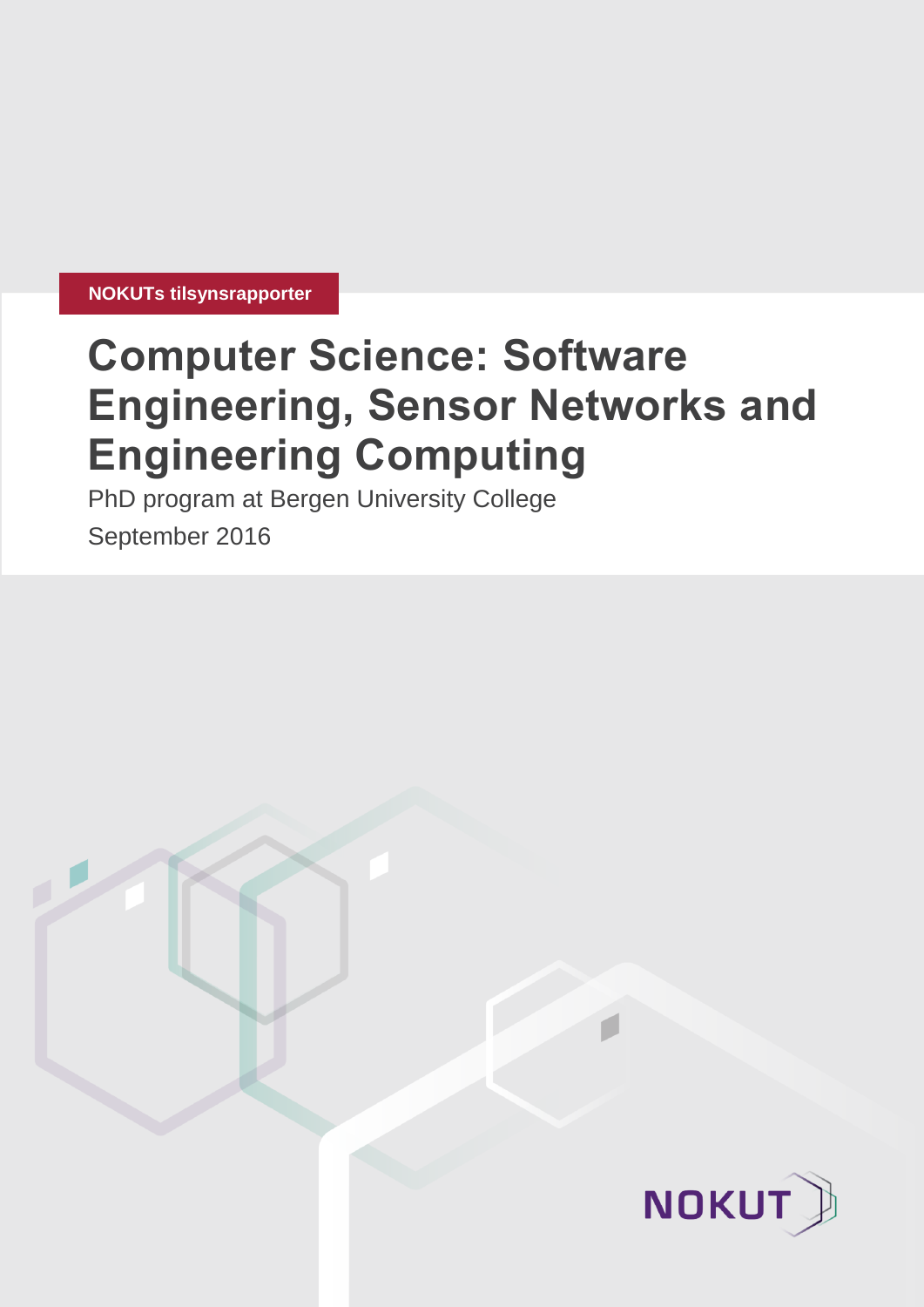NOKUTs tilsynsrapporter

# Computer Science: Software Engineering, Sensor Networks and Engineering Computing

PhD program at Bergen University College

September 2016

NOKUT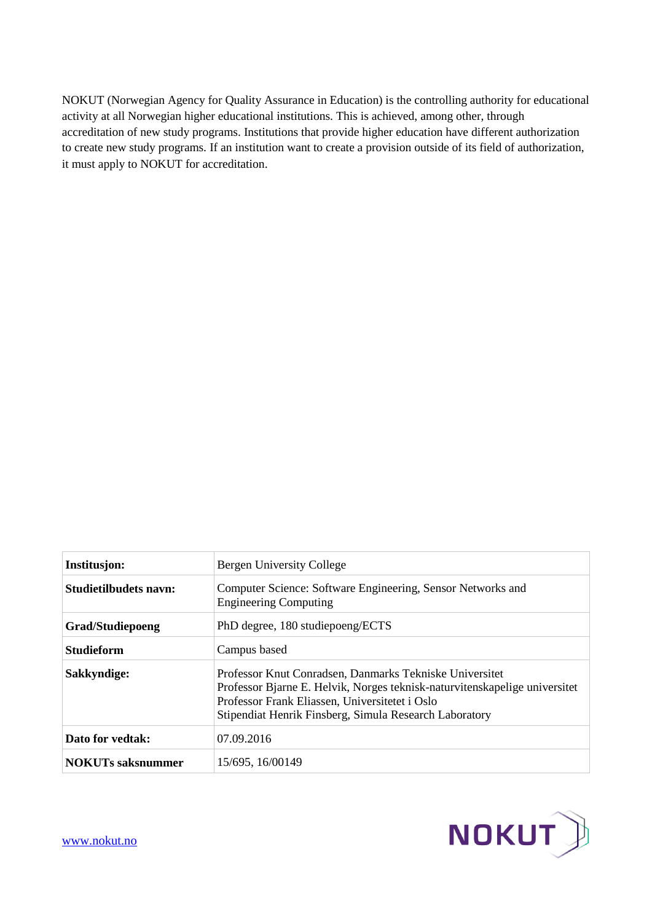NOKUT (Norwegian Agency for Quality Assurance in Education) is the controlling authority for educational activity at all Norwegian higher educational institutions. This is achieved, among other, through accreditation of new study programs. Institutions that provide higher education have different authorization to create new study programs. If an institution want to create a provision outside of its field of authorization, it must apply to NOKUT for accreditation.

| **Institusjon:** | Bergen University College |
|---|---|
| **Studietilbudets navn:** | Computer Science: Software Engineering, Sensor Networks and Engineering Computing |
| **Grad/Studiepoeng** | PhD degree, 180 studiepoeng/ECTS |
| **Studieform** | Campus based |
| **Sakkyndige:** | Professor Knut Conradsen, Danmarks Tekniske Universitet<br>Professor Bjarne E. Helvik, Norges teknisk-naturvitenskapelige universitet<br>Professor Frank Eliassen, Universitetet i Oslo<br>Stipendiat Henrik Finsberg, Simula Research Laboratory |
| **Dato for vedtak:** | 07.09.2016 |
| **NOKUTs saksnummer** | 15/695, 16/00149 |

www.nokut.no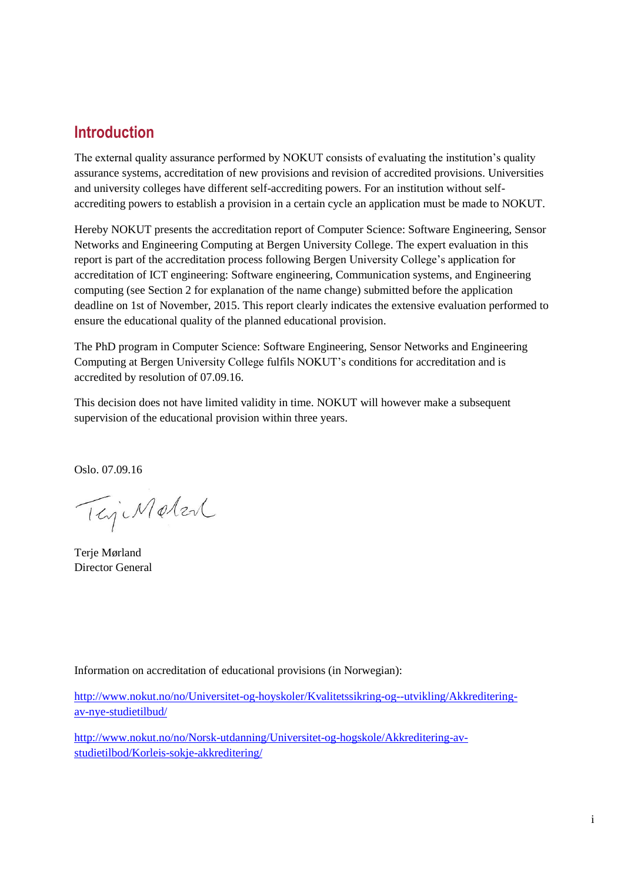## Introduction

The external quality assurance performed by NOKUT consists of evaluating the institution's quality assurance systems, accreditation of new provisions and revision of accredited provisions. Universities and university colleges have different self-accrediting powers. For an institution without self-accrediting powers to establish a provision in a certain cycle an application must be made to NOKUT.

Hereby NOKUT presents the accreditation report of Computer Science: Software Engineering, Sensor Networks and Engineering Computing at Bergen University College. The expert evaluation in this report is part of the accreditation process following Bergen University College's application for accreditation of ICT engineering: Software engineering, Communication systems, and Engineering computing (see Section 2 for explanation of the name change) submitted before the application deadline on 1st of November, 2015. This report clearly indicates the extensive evaluation performed to ensure the educational quality of the planned educational provision.

The PhD program in Computer Science: Software Engineering, Sensor Networks and Engineering Computing at Bergen University College fulfils NOKUT's conditions for accreditation and is accredited by resolution of 07.09.16.

This decision does not have limited validity in time. NOKUT will however make a subsequent supervision of the educational provision within three years.

Oslo. 07.09.16

Terje Mørland
Director General

Information on accreditation of educational provisions (in Norwegian):

http://www.nokut.no/no/Universitet-og-hoyskoler/Kvalitetssikring-og--utvikling/Akkreditering-av-nye-studietilbud/

http://www.nokut.no/no/Norsk-utdanning/Universitet-og-hogskole/Akkreditering-av-studietilbod/Korleis-sokje-akkreditering/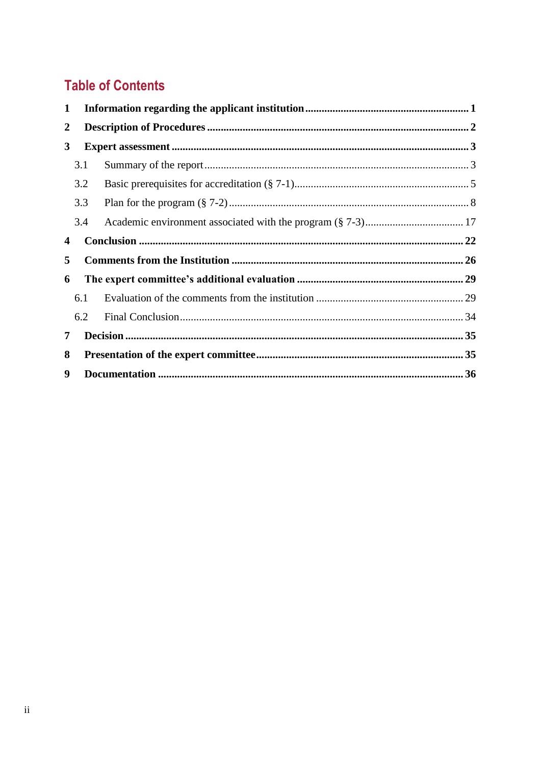## Table of Contents

**1 Information regarding the applicant institution ........ 1**

**2 Description of Procedures ........ 2**

**3 Expert assessment ........ 3**

3.1 Summary of the report ........ 3

3.2 Basic prerequisites for accreditation (§ 7-1) ........ 5

3.3 Plan for the program (§ 7-2) ........ 8

3.4 Academic environment associated with the program (§ 7-3) ........ 17

**4 Conclusion ........ 22**

**5 Comments from the Institution ........ 26**

**6 The expert committee's additional evaluation ........ 29**

6.1 Evaluation of the comments from the institution ........ 29

6.2 Final Conclusion ........ 34

**7 Decision ........ 35**

**8 Presentation of the expert committee ........ 35**

**9 Documentation ........ 36**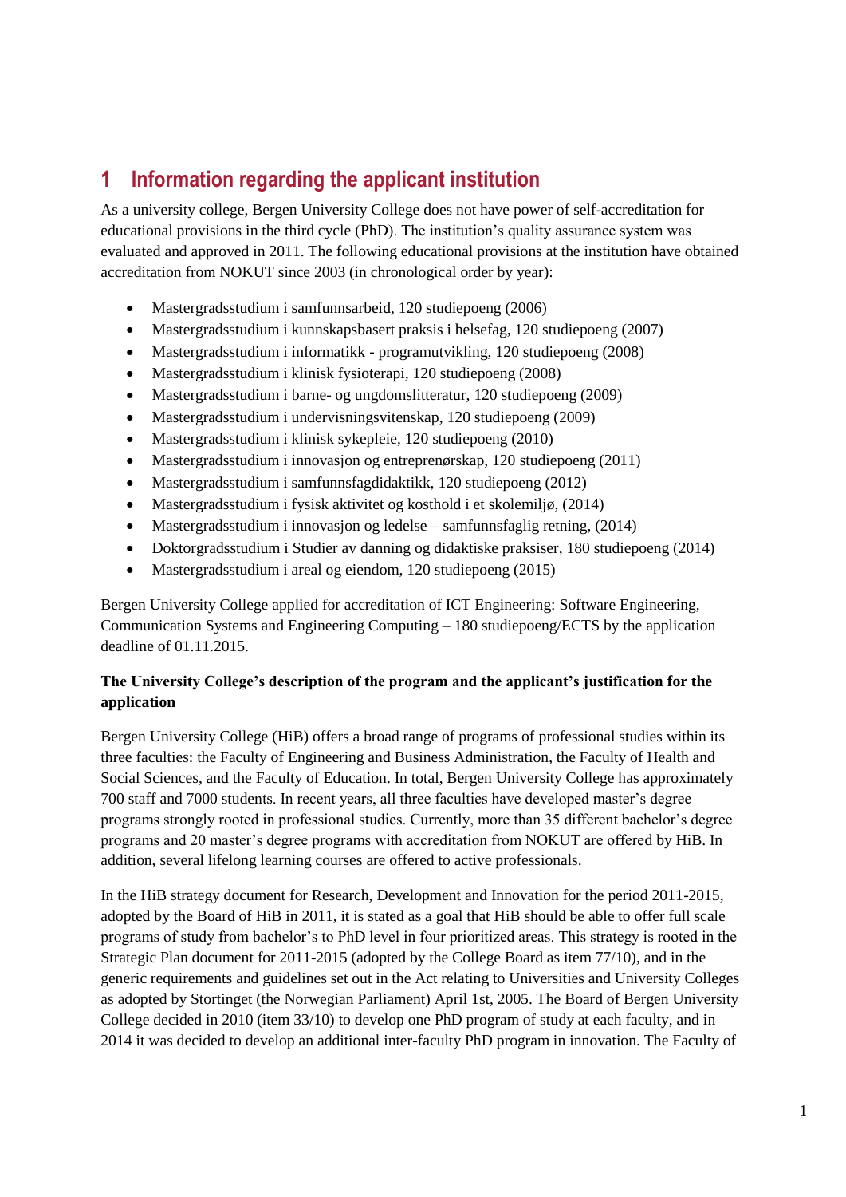# 1 Information regarding the applicant institution

As a university college, Bergen University College does not have power of self-accreditation for educational provisions in the third cycle (PhD). The institution's quality assurance system was evaluated and approved in 2011. The following educational provisions at the institution have obtained accreditation from NOKUT since 2003 (in chronological order by year):

- Mastergradsstudium i samfunnsarbeid, 120 studiepoeng (2006)
- Mastergradsstudium i kunnskapsbasert praksis i helsefag, 120 studiepoeng (2007)
- Mastergradsstudium i informatikk - programutvikling, 120 studiepoeng (2008)
- Mastergradsstudium i klinisk fysioterapi, 120 studiepoeng (2008)
- Mastergradsstudium i barne- og ungdomslitteratur, 120 studiepoeng (2009)
- Mastergradsstudium i undervisningsvitenskap, 120 studiepoeng (2009)
- Mastergradsstudium i klinisk sykepleie, 120 studiepoeng (2010)
- Mastergradsstudium i innovasjon og entreprenørskap, 120 studiepoeng (2011)
- Mastergradsstudium i samfunnsfagdidaktikk, 120 studiepoeng (2012)
- Mastergradsstudium i fysisk aktivitet og kosthold i et skolemiljø, (2014)
- Mastergradsstudium i innovasjon og ledelse – samfunnsfaglig retning, (2014)
- Doktorgradsstudium i Studier av danning og didaktiske praksiser, 180 studiepoeng (2014)
- Mastergradsstudium i areal og eiendom, 120 studiepoeng (2015)

Bergen University College applied for accreditation of ICT Engineering: Software Engineering, Communication Systems and Engineering Computing – 180 studiepoeng/ECTS by the application deadline of 01.11.2015.

**The University College's description of the program and the applicant's justification for the application**

Bergen University College (HiB) offers a broad range of programs of professional studies within its three faculties: the Faculty of Engineering and Business Administration, the Faculty of Health and Social Sciences, and the Faculty of Education. In total, Bergen University College has approximately 700 staff and 7000 students. In recent years, all three faculties have developed master's degree programs strongly rooted in professional studies. Currently, more than 35 different bachelor's degree programs and 20 master's degree programs with accreditation from NOKUT are offered by HiB. In addition, several lifelong learning courses are offered to active professionals.

In the HiB strategy document for Research, Development and Innovation for the period 2011-2015, adopted by the Board of HiB in 2011, it is stated as a goal that HiB should be able to offer full scale programs of study from bachelor's to PhD level in four prioritized areas. This strategy is rooted in the Strategic Plan document for 2011-2015 (adopted by the College Board as item 77/10), and in the generic requirements and guidelines set out in the Act relating to Universities and University Colleges as adopted by Stortinget (the Norwegian Parliament) April 1st, 2005. The Board of Bergen University College decided in 2010 (item 33/10) to develop one PhD program of study at each faculty, and in 2014 it was decided to develop an additional inter-faculty PhD program in innovation. The Faculty of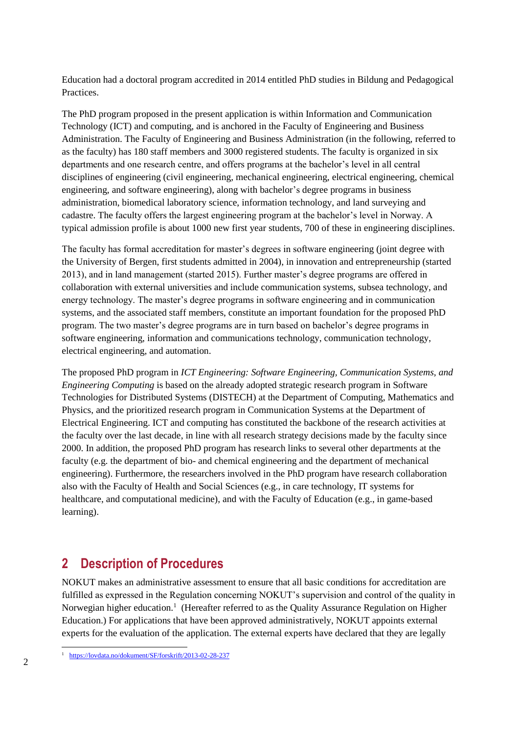Education had a doctoral program accredited in 2014 entitled PhD studies in Bildung and Pedagogical Practices.

The PhD program proposed in the present application is within Information and Communication Technology (ICT) and computing, and is anchored in the Faculty of Engineering and Business Administration. The Faculty of Engineering and Business Administration (in the following, referred to as the faculty) has 180 staff members and 3000 registered students. The faculty is organized in six departments and one research centre, and offers programs at the bachelor's level in all central disciplines of engineering (civil engineering, mechanical engineering, electrical engineering, chemical engineering, and software engineering), along with bachelor's degree programs in business administration, biomedical laboratory science, information technology, and land surveying and cadastre. The faculty offers the largest engineering program at the bachelor's level in Norway. A typical admission profile is about 1000 new first year students, 700 of these in engineering disciplines.

The faculty has formal accreditation for master's degrees in software engineering (joint degree with the University of Bergen, first students admitted in 2004), in innovation and entrepreneurship (started 2013), and in land management (started 2015). Further master's degree programs are offered in collaboration with external universities and include communication systems, subsea technology, and energy technology. The master's degree programs in software engineering and in communication systems, and the associated staff members, constitute an important foundation for the proposed PhD program. The two master's degree programs are in turn based on bachelor's degree programs in software engineering, information and communications technology, communication technology, electrical engineering, and automation.

The proposed PhD program in *ICT Engineering: Software Engineering, Communication Systems, and Engineering Computing* is based on the already adopted strategic research program in Software Technologies for Distributed Systems (DISTECH) at the Department of Computing, Mathematics and Physics, and the prioritized research program in Communication Systems at the Department of Electrical Engineering. ICT and computing has constituted the backbone of the research activities at the faculty over the last decade, in line with all research strategy decisions made by the faculty since 2000. In addition, the proposed PhD program has research links to several other departments at the faculty (e.g. the department of bio- and chemical engineering and the department of mechanical engineering). Furthermore, the researchers involved in the PhD program have research collaboration also with the Faculty of Health and Social Sciences (e.g., in care technology, IT systems for healthcare, and computational medicine), and with the Faculty of Education (e.g., in game-based learning).

## 2 Description of Procedures

NOKUT makes an administrative assessment to ensure that all basic conditions for accreditation are fulfilled as expressed in the Regulation concerning NOKUT's supervision and control of the quality in Norwegian higher education.[1] (Hereafter referred to as the Quality Assurance Regulation on Higher Education.) For applications that have been approved administratively, NOKUT appoints external experts for the evaluation of the application. The external experts have declared that they are legally

[1] https://lovdata.no/dokument/SF/forskrift/2013-02-28-237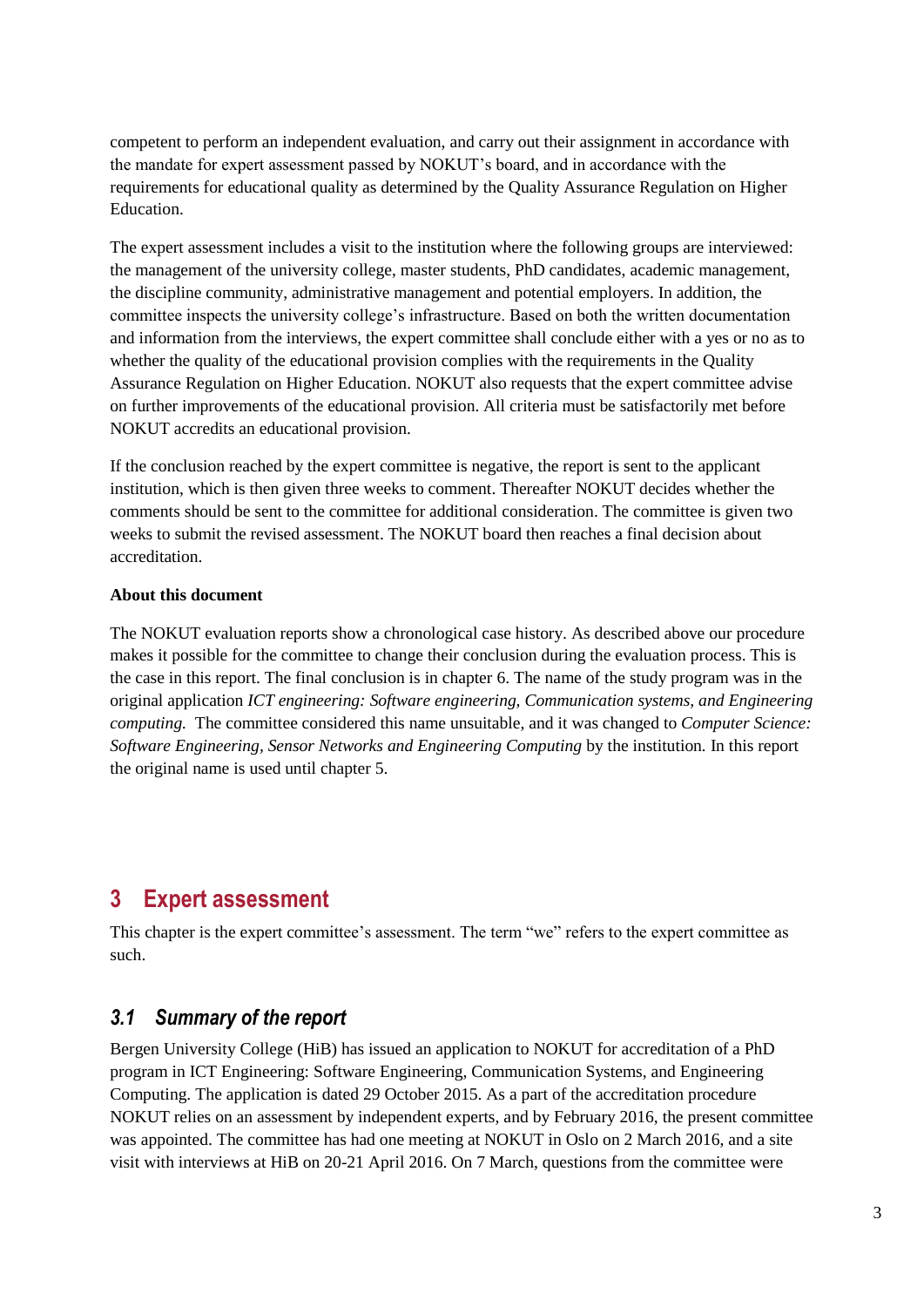competent to perform an independent evaluation, and carry out their assignment in accordance with the mandate for expert assessment passed by NOKUT's board, and in accordance with the requirements for educational quality as determined by the Quality Assurance Regulation on Higher Education.

The expert assessment includes a visit to the institution where the following groups are interviewed: the management of the university college, master students, PhD candidates, academic management, the discipline community, administrative management and potential employers. In addition, the committee inspects the university college's infrastructure. Based on both the written documentation and information from the interviews, the expert committee shall conclude either with a yes or no as to whether the quality of the educational provision complies with the requirements in the Quality Assurance Regulation on Higher Education. NOKUT also requests that the expert committee advise on further improvements of the educational provision. All criteria must be satisfactorily met before NOKUT accredits an educational provision.

If the conclusion reached by the expert committee is negative, the report is sent to the applicant institution, which is then given three weeks to comment. Thereafter NOKUT decides whether the comments should be sent to the committee for additional consideration. The committee is given two weeks to submit the revised assessment. The NOKUT board then reaches a final decision about accreditation.

**About this document**

The NOKUT evaluation reports show a chronological case history. As described above our procedure makes it possible for the committee to change their conclusion during the evaluation process. This is the case in this report. The final conclusion is in chapter 6. The name of the study program was in the original application *ICT engineering: Software engineering, Communication systems, and Engineering computing.* The committee considered this name unsuitable, and it was changed to *Computer Science: Software Engineering, Sensor Networks and Engineering Computing* by the institution. In this report the original name is used until chapter 5.

# 3 Expert assessment

This chapter is the expert committee's assessment. The term "we" refers to the expert committee as such.

## 3.1 Summary of the report

Bergen University College (HiB) has issued an application to NOKUT for accreditation of a PhD program in ICT Engineering: Software Engineering, Communication Systems, and Engineering Computing. The application is dated 29 October 2015. As a part of the accreditation procedure NOKUT relies on an assessment by independent experts, and by February 2016, the present committee was appointed. The committee has had one meeting at NOKUT in Oslo on 2 March 2016, and a site visit with interviews at HiB on 20-21 April 2016. On 7 March, questions from the committee were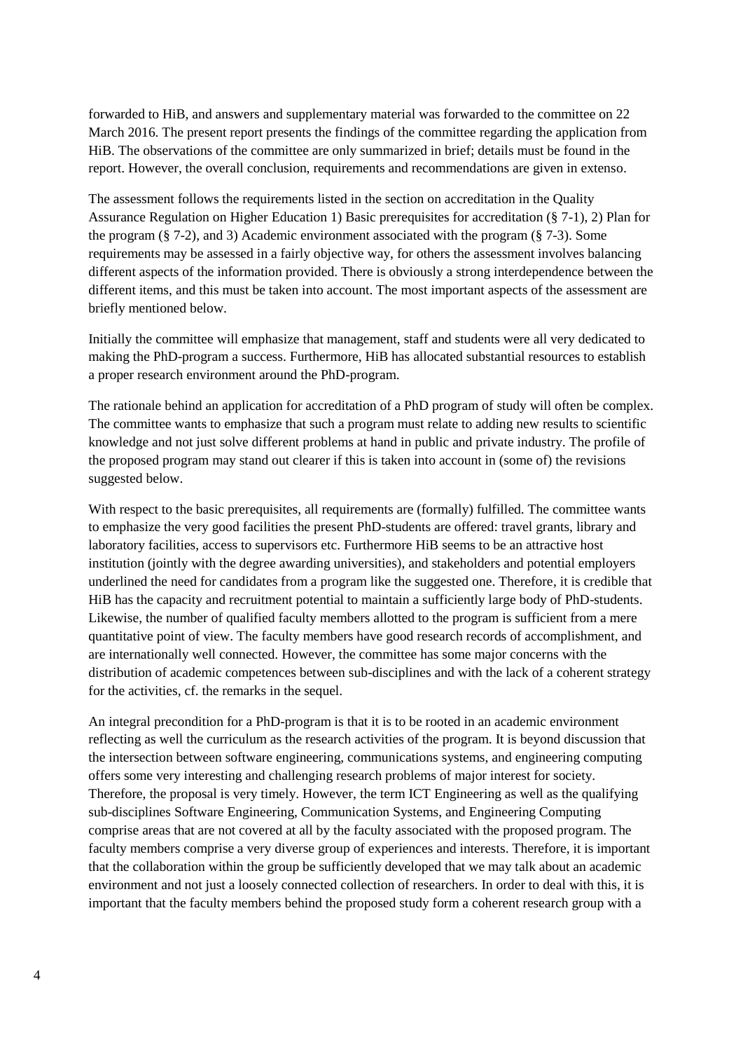forwarded to HiB, and answers and supplementary material was forwarded to the committee on 22 March 2016. The present report presents the findings of the committee regarding the application from HiB. The observations of the committee are only summarized in brief; details must be found in the report. However, the overall conclusion, requirements and recommendations are given in extenso.

The assessment follows the requirements listed in the section on accreditation in the Quality Assurance Regulation on Higher Education 1) Basic prerequisites for accreditation (§ 7-1), 2) Plan for the program (§ 7-2), and 3) Academic environment associated with the program (§ 7-3). Some requirements may be assessed in a fairly objective way, for others the assessment involves balancing different aspects of the information provided. There is obviously a strong interdependence between the different items, and this must be taken into account. The most important aspects of the assessment are briefly mentioned below.

Initially the committee will emphasize that management, staff and students were all very dedicated to making the PhD-program a success. Furthermore, HiB has allocated substantial resources to establish a proper research environment around the PhD-program.

The rationale behind an application for accreditation of a PhD program of study will often be complex. The committee wants to emphasize that such a program must relate to adding new results to scientific knowledge and not just solve different problems at hand in public and private industry. The profile of the proposed program may stand out clearer if this is taken into account in (some of) the revisions suggested below.

With respect to the basic prerequisites, all requirements are (formally) fulfilled. The committee wants to emphasize the very good facilities the present PhD-students are offered: travel grants, library and laboratory facilities, access to supervisors etc. Furthermore HiB seems to be an attractive host institution (jointly with the degree awarding universities), and stakeholders and potential employers underlined the need for candidates from a program like the suggested one. Therefore, it is credible that HiB has the capacity and recruitment potential to maintain a sufficiently large body of PhD-students. Likewise, the number of qualified faculty members allotted to the program is sufficient from a mere quantitative point of view. The faculty members have good research records of accomplishment, and are internationally well connected. However, the committee has some major concerns with the distribution of academic competences between sub-disciplines and with the lack of a coherent strategy for the activities, cf. the remarks in the sequel.

An integral precondition for a PhD-program is that it is to be rooted in an academic environment reflecting as well the curriculum as the research activities of the program. It is beyond discussion that the intersection between software engineering, communications systems, and engineering computing offers some very interesting and challenging research problems of major interest for society. Therefore, the proposal is very timely. However, the term ICT Engineering as well as the qualifying sub-disciplines Software Engineering, Communication Systems, and Engineering Computing comprise areas that are not covered at all by the faculty associated with the proposed program. The faculty members comprise a very diverse group of experiences and interests. Therefore, it is important that the collaboration within the group be sufficiently developed that we may talk about an academic environment and not just a loosely connected collection of researchers. In order to deal with this, it is important that the faculty members behind the proposed study form a coherent research group with a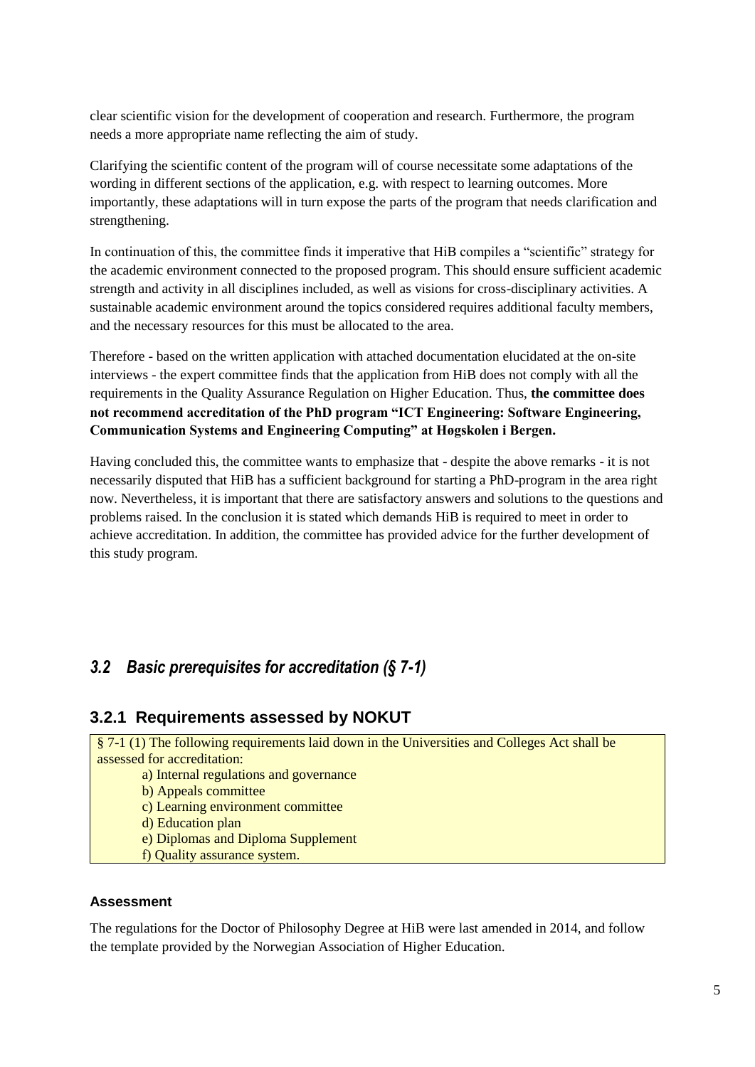clear scientific vision for the development of cooperation and research. Furthermore, the program needs a more appropriate name reflecting the aim of study.

Clarifying the scientific content of the program will of course necessitate some adaptations of the wording in different sections of the application, e.g. with respect to learning outcomes. More importantly, these adaptations will in turn expose the parts of the program that needs clarification and strengthening.

In continuation of this, the committee finds it imperative that HiB compiles a "scientific" strategy for the academic environment connected to the proposed program. This should ensure sufficient academic strength and activity in all disciplines included, as well as visions for cross-disciplinary activities. A sustainable academic environment around the topics considered requires additional faculty members, and the necessary resources for this must be allocated to the area.

Therefore - based on the written application with attached documentation elucidated at the on-site interviews - the expert committee finds that the application from HiB does not comply with all the requirements in the Quality Assurance Regulation on Higher Education. Thus, **the committee does not recommend accreditation of the PhD program "ICT Engineering: Software Engineering, Communication Systems and Engineering Computing" at Høgskolen i Bergen.**

Having concluded this, the committee wants to emphasize that - despite the above remarks - it is not necessarily disputed that HiB has a sufficient background for starting a PhD-program in the area right now. Nevertheless, it is important that there are satisfactory answers and solutions to the questions and problems raised. In the conclusion it is stated which demands HiB is required to meet in order to achieve accreditation. In addition, the committee has provided advice for the further development of this study program.

## *3.2 Basic prerequisites for accreditation (§ 7-1)*

### 3.2.1 Requirements assessed by NOKUT

§ 7-1 (1) The following requirements laid down in the Universities and Colleges Act shall be assessed for accreditation:

- a) Internal regulations and governance
- b) Appeals committee
- c) Learning environment committee
- d) Education plan
- e) Diplomas and Diploma Supplement
- f) Quality assurance system.

#### Assessment

The regulations for the Doctor of Philosophy Degree at HiB were last amended in 2014, and follow the template provided by the Norwegian Association of Higher Education.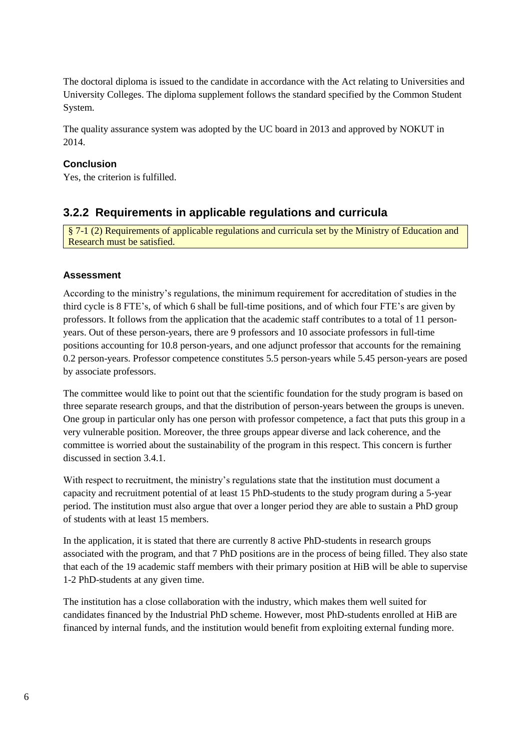The doctoral diploma is issued to the candidate in accordance with the Act relating to Universities and University Colleges. The diploma supplement follows the standard specified by the Common Student System.

The quality assurance system was adopted by the UC board in 2013 and approved by NOKUT in 2014.

#### Conclusion

Yes, the criterion is fulfilled.

### 3.2.2 Requirements in applicable regulations and curricula

> § 7-1 (2) Requirements of applicable regulations and curricula set by the Ministry of Education and Research must be satisfied.

#### Assessment

According to the ministry's regulations, the minimum requirement for accreditation of studies in the third cycle is 8 FTE's, of which 6 shall be full-time positions, and of which four FTE's are given by professors. It follows from the application that the academic staff contributes to a total of 11 person-years. Out of these person-years, there are 9 professors and 10 associate professors in full-time positions accounting for 10.8 person-years, and one adjunct professor that accounts for the remaining 0.2 person-years. Professor competence constitutes 5.5 person-years while 5.45 person-years are posed by associate professors.

The committee would like to point out that the scientific foundation for the study program is based on three separate research groups, and that the distribution of person-years between the groups is uneven. One group in particular only has one person with professor competence, a fact that puts this group in a very vulnerable position. Moreover, the three groups appear diverse and lack coherence, and the committee is worried about the sustainability of the program in this respect. This concern is further discussed in section 3.4.1.

With respect to recruitment, the ministry's regulations state that the institution must document a capacity and recruitment potential of at least 15 PhD-students to the study program during a 5-year period. The institution must also argue that over a longer period they are able to sustain a PhD group of students with at least 15 members.

In the application, it is stated that there are currently 8 active PhD-students in research groups associated with the program, and that 7 PhD positions are in the process of being filled. They also state that each of the 19 academic staff members with their primary position at HiB will be able to supervise 1-2 PhD-students at any given time.

The institution has a close collaboration with the industry, which makes them well suited for candidates financed by the Industrial PhD scheme. However, most PhD-students enrolled at HiB are financed by internal funds, and the institution would benefit from exploiting external funding more.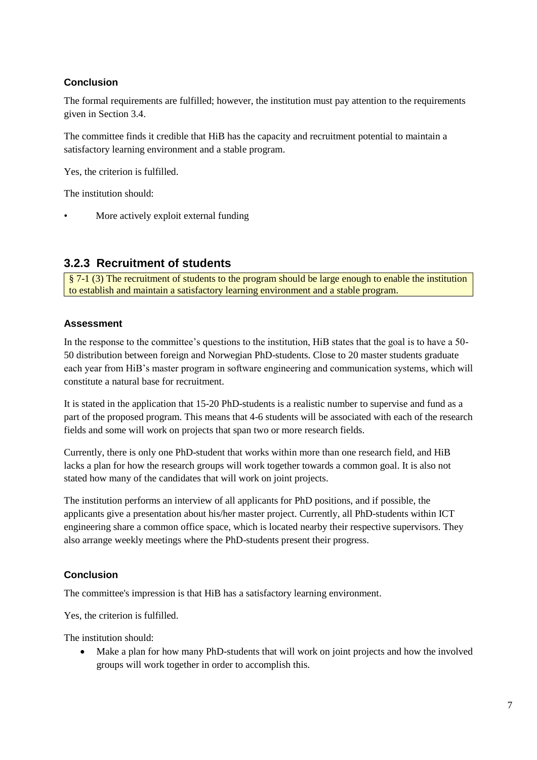#### Conclusion

The formal requirements are fulfilled; however, the institution must pay attention to the requirements given in Section 3.4.

The committee finds it credible that HiB has the capacity and recruitment potential to maintain a satisfactory learning environment and a stable program.

Yes, the criterion is fulfilled.

The institution should:

- More actively exploit external funding

### 3.2.3 Recruitment of students

§ 7-1 (3) The recruitment of students to the program should be large enough to enable the institution to establish and maintain a satisfactory learning environment and a stable program.

#### Assessment

In the response to the committee's questions to the institution, HiB states that the goal is to have a 50-50 distribution between foreign and Norwegian PhD-students. Close to 20 master students graduate each year from HiB's master program in software engineering and communication systems, which will constitute a natural base for recruitment.

It is stated in the application that 15-20 PhD-students is a realistic number to supervise and fund as a part of the proposed program. This means that 4-6 students will be associated with each of the research fields and some will work on projects that span two or more research fields.

Currently, there is only one PhD-student that works within more than one research field, and HiB lacks a plan for how the research groups will work together towards a common goal. It is also not stated how many of the candidates that will work on joint projects.

The institution performs an interview of all applicants for PhD positions, and if possible, the applicants give a presentation about his/her master project. Currently, all PhD-students within ICT engineering share a common office space, which is located nearby their respective supervisors. They also arrange weekly meetings where the PhD-students present their progress.

#### Conclusion

The committee's impression is that HiB has a satisfactory learning environment.

Yes, the criterion is fulfilled.

The institution should:

- Make a plan for how many PhD-students that will work on joint projects and how the involved groups will work together in order to accomplish this.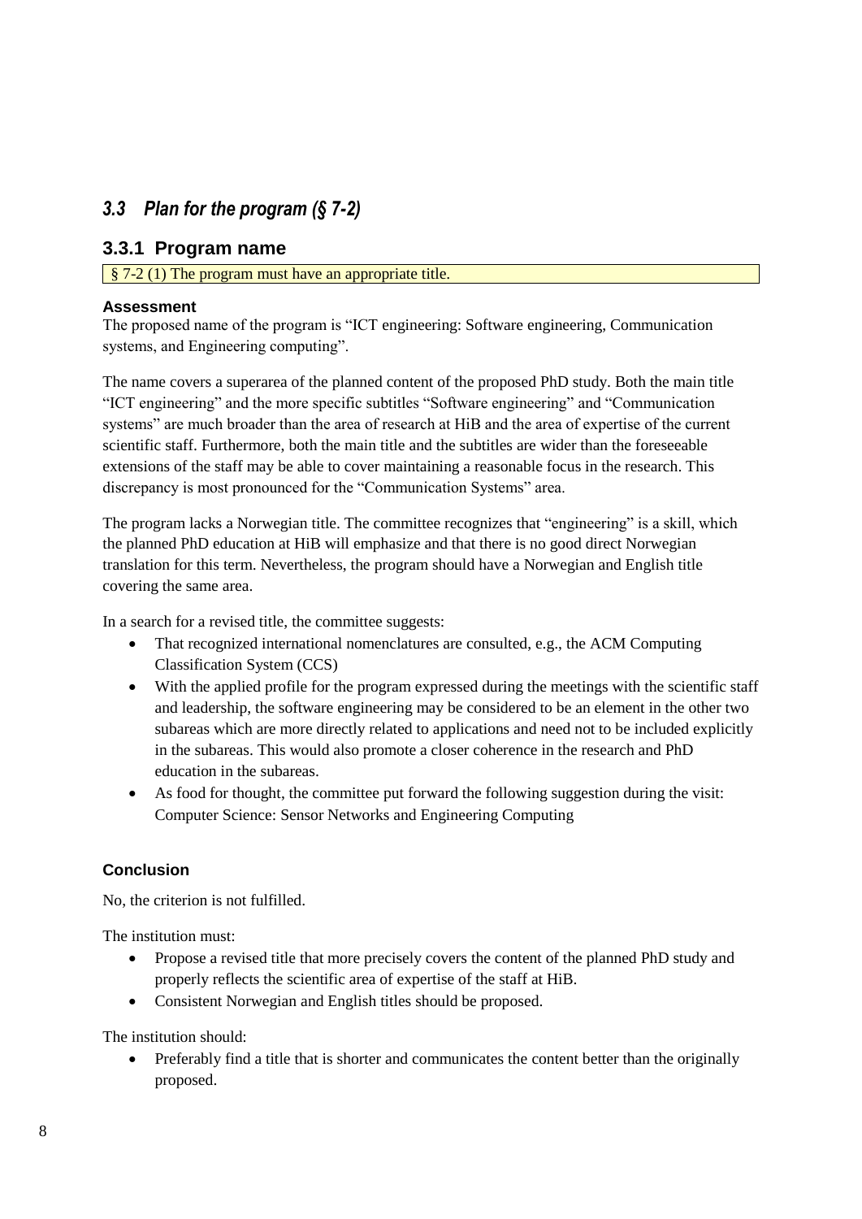## *3.3 Plan for the program (§ 7-2)*

### 3.3.1 Program name

§ 7-2 (1) The program must have an appropriate title.

**Assessment**

The proposed name of the program is "ICT engineering: Software engineering, Communication systems, and Engineering computing".

The name covers a superarea of the planned content of the proposed PhD study. Both the main title "ICT engineering" and the more specific subtitles "Software engineering" and "Communication systems" are much broader than the area of research at HiB and the area of expertise of the current scientific staff. Furthermore, both the main title and the subtitles are wider than the foreseeable extensions of the staff may be able to cover maintaining a reasonable focus in the research. This discrepancy is most pronounced for the "Communication Systems" area.

The program lacks a Norwegian title. The committee recognizes that "engineering" is a skill, which the planned PhD education at HiB will emphasize and that there is no good direct Norwegian translation for this term. Nevertheless, the program should have a Norwegian and English title covering the same area.

In a search for a revised title, the committee suggests:

- That recognized international nomenclatures are consulted, e.g., the ACM Computing Classification System (CCS)
- With the applied profile for the program expressed during the meetings with the scientific staff and leadership, the software engineering may be considered to be an element in the other two subareas which are more directly related to applications and need not to be included explicitly in the subareas. This would also promote a closer coherence in the research and PhD education in the subareas.
- As food for thought, the committee put forward the following suggestion during the visit: Computer Science: Sensor Networks and Engineering Computing

**Conclusion**

No, the criterion is not fulfilled.

The institution must:

- Propose a revised title that more precisely covers the content of the planned PhD study and properly reflects the scientific area of expertise of the staff at HiB.
- Consistent Norwegian and English titles should be proposed.

The institution should:

- Preferably find a title that is shorter and communicates the content better than the originally proposed.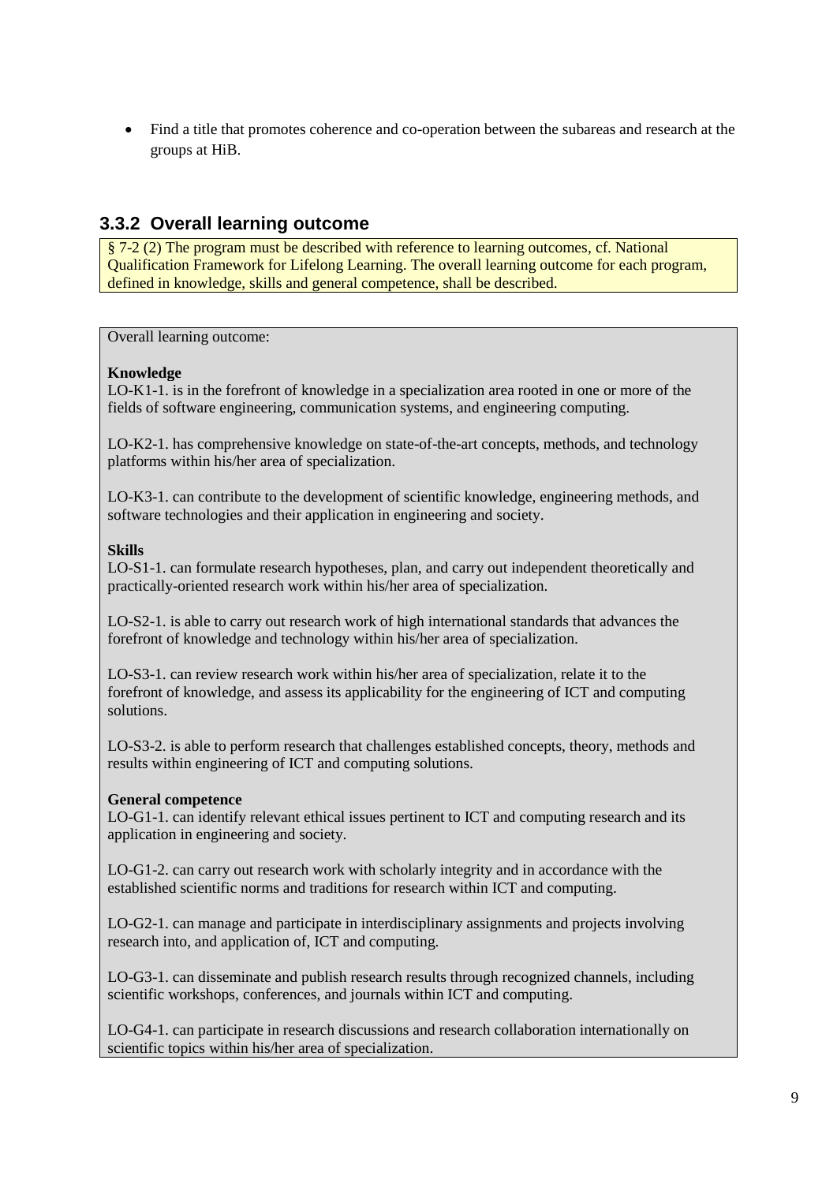- Find a title that promotes coherence and co-operation between the subareas and research at the groups at HiB.

### 3.3.2 Overall learning outcome

§ 7-2 (2) The program must be described with reference to learning outcomes, cf. National Qualification Framework for Lifelong Learning. The overall learning outcome for each program, defined in knowledge, skills and general competence, shall be described.

Overall learning outcome:

**Knowledge**

LO-K1-1. is in the forefront of knowledge in a specialization area rooted in one or more of the fields of software engineering, communication systems, and engineering computing.

LO-K2-1. has comprehensive knowledge on state-of-the-art concepts, methods, and technology platforms within his/her area of specialization.

LO-K3-1. can contribute to the development of scientific knowledge, engineering methods, and software technologies and their application in engineering and society.

**Skills**

LO-S1-1. can formulate research hypotheses, plan, and carry out independent theoretically and practically-oriented research work within his/her area of specialization.

LO-S2-1. is able to carry out research work of high international standards that advances the forefront of knowledge and technology within his/her area of specialization.

LO-S3-1. can review research work within his/her area of specialization, relate it to the forefront of knowledge, and assess its applicability for the engineering of ICT and computing solutions.

LO-S3-2. is able to perform research that challenges established concepts, theory, methods and results within engineering of ICT and computing solutions.

**General competence**

LO-G1-1. can identify relevant ethical issues pertinent to ICT and computing research and its application in engineering and society.

LO-G1-2. can carry out research work with scholarly integrity and in accordance with the established scientific norms and traditions for research within ICT and computing.

LO-G2-1. can manage and participate in interdisciplinary assignments and projects involving research into, and application of, ICT and computing.

LO-G3-1. can disseminate and publish research results through recognized channels, including scientific workshops, conferences, and journals within ICT and computing.

LO-G4-1. can participate in research discussions and research collaboration internationally on scientific topics within his/her area of specialization.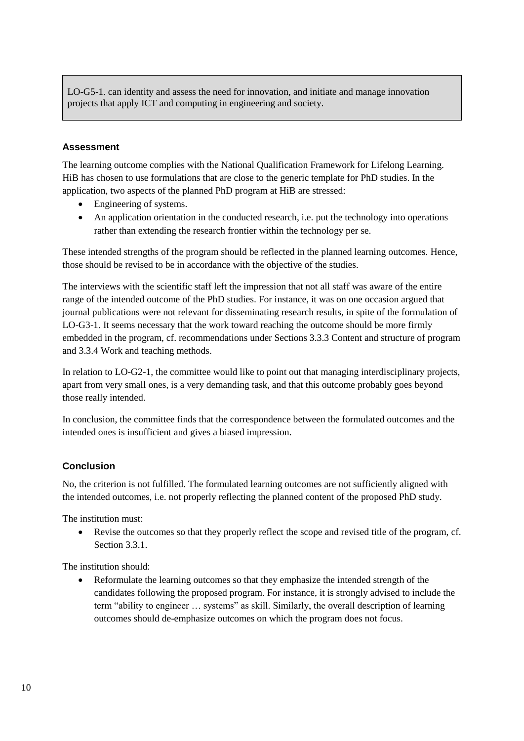> LO-G5-1. can identity and assess the need for innovation, and initiate and manage innovation projects that apply ICT and computing in engineering and society.

### Assessment

The learning outcome complies with the National Qualification Framework for Lifelong Learning. HiB has chosen to use formulations that are close to the generic template for PhD studies. In the application, two aspects of the planned PhD program at HiB are stressed:

- Engineering of systems.
- An application orientation in the conducted research, i.e. put the technology into operations rather than extending the research frontier within the technology per se.

These intended strengths of the program should be reflected in the planned learning outcomes. Hence, those should be revised to be in accordance with the objective of the studies.

The interviews with the scientific staff left the impression that not all staff was aware of the entire range of the intended outcome of the PhD studies. For instance, it was on one occasion argued that journal publications were not relevant for disseminating research results, in spite of the formulation of LO-G3-1. It seems necessary that the work toward reaching the outcome should be more firmly embedded in the program, cf. recommendations under Sections 3.3.3 Content and structure of program and 3.3.4 Work and teaching methods.

In relation to LO-G2-1, the committee would like to point out that managing interdisciplinary projects, apart from very small ones, is a very demanding task, and that this outcome probably goes beyond those really intended.

In conclusion, the committee finds that the correspondence between the formulated outcomes and the intended ones is insufficient and gives a biased impression.

### Conclusion

No, the criterion is not fulfilled. The formulated learning outcomes are not sufficiently aligned with the intended outcomes, i.e. not properly reflecting the planned content of the proposed PhD study.

The institution must:

- Revise the outcomes so that they properly reflect the scope and revised title of the program, cf. Section 3.3.1.

The institution should:

- Reformulate the learning outcomes so that they emphasize the intended strength of the candidates following the proposed program. For instance, it is strongly advised to include the term "ability to engineer … systems" as skill. Similarly, the overall description of learning outcomes should de-emphasize outcomes on which the program does not focus.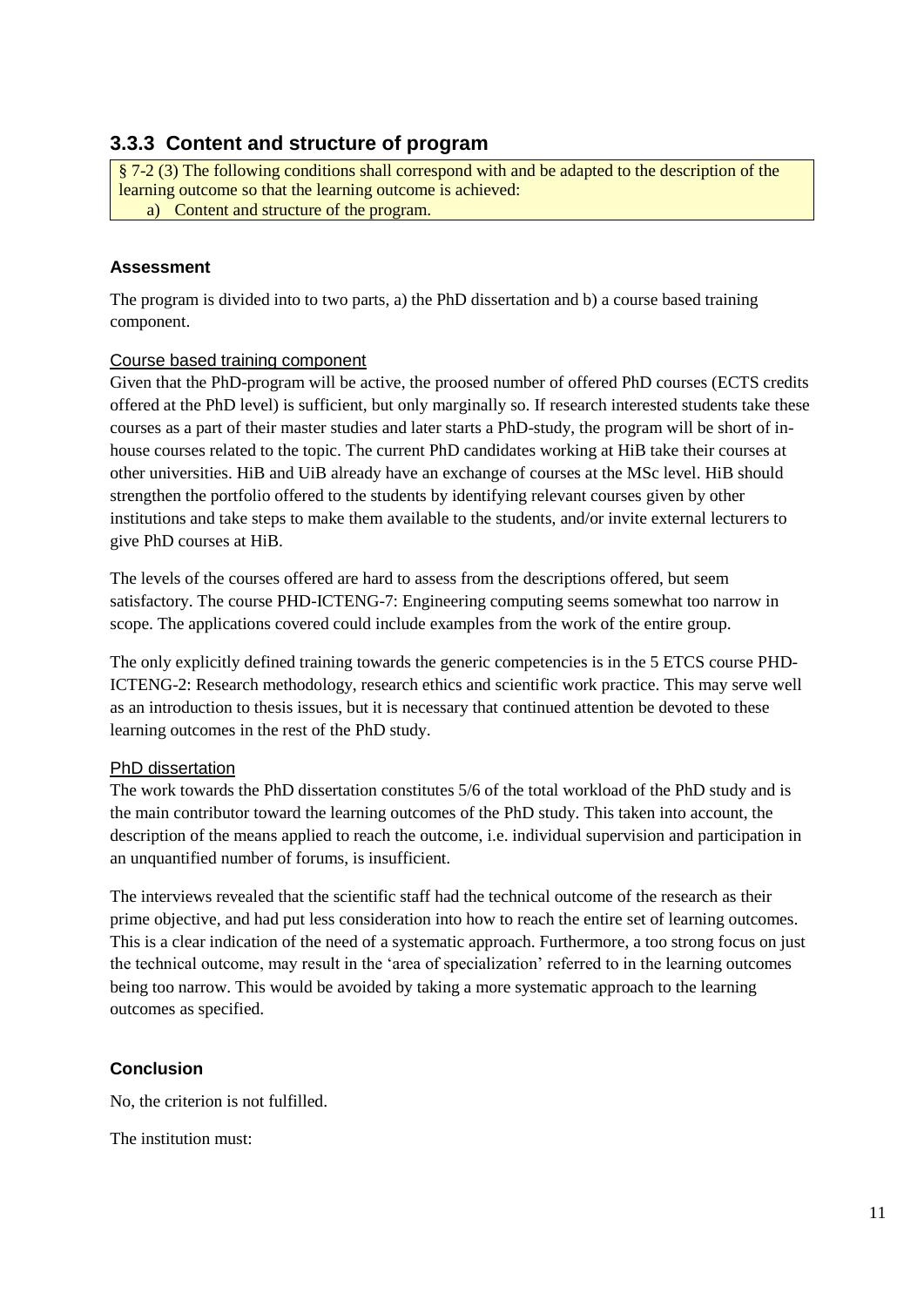### 3.3.3 Content and structure of program

> § 7-2 (3) The following conditions shall correspond with and be adapted to the description of the learning outcome so that the learning outcome is achieved:
>
> a) Content and structure of the program.

**Assessment**

The program is divided into to two parts, a) the PhD dissertation and b) a course based training component.

Course based training component

Given that the PhD-program will be active, the proosed number of offered PhD courses (ECTS credits offered at the PhD level) is sufficient, but only marginally so. If research interested students take these courses as a part of their master studies and later starts a PhD-study, the program will be short of in-house courses related to the topic. The current PhD candidates working at HiB take their courses at other universities. HiB and UiB already have an exchange of courses at the MSc level. HiB should strengthen the portfolio offered to the students by identifying relevant courses given by other institutions and take steps to make them available to the students, and/or invite external lecturers to give PhD courses at HiB.

The levels of the courses offered are hard to assess from the descriptions offered, but seem satisfactory. The course PHD-ICTENG-7: Engineering computing seems somewhat too narrow in scope. The applications covered could include examples from the work of the entire group.

The only explicitly defined training towards the generic competencies is in the 5 ETCS course PHD-ICTENG-2: Research methodology, research ethics and scientific work practice. This may serve well as an introduction to thesis issues, but it is necessary that continued attention be devoted to these learning outcomes in the rest of the PhD study.

PhD dissertation

The work towards the PhD dissertation constitutes 5/6 of the total workload of the PhD study and is the main contributor toward the learning outcomes of the PhD study. This taken into account, the description of the means applied to reach the outcome, i.e. individual supervision and participation in an unquantified number of forums, is insufficient.

The interviews revealed that the scientific staff had the technical outcome of the research as their prime objective, and had put less consideration into how to reach the entire set of learning outcomes. This is a clear indication of the need of a systematic approach. Furthermore, a too strong focus on just the technical outcome, may result in the 'area of specialization' referred to in the learning outcomes being too narrow. This would be avoided by taking a more systematic approach to the learning outcomes as specified.

**Conclusion**

No, the criterion is not fulfilled.

The institution must: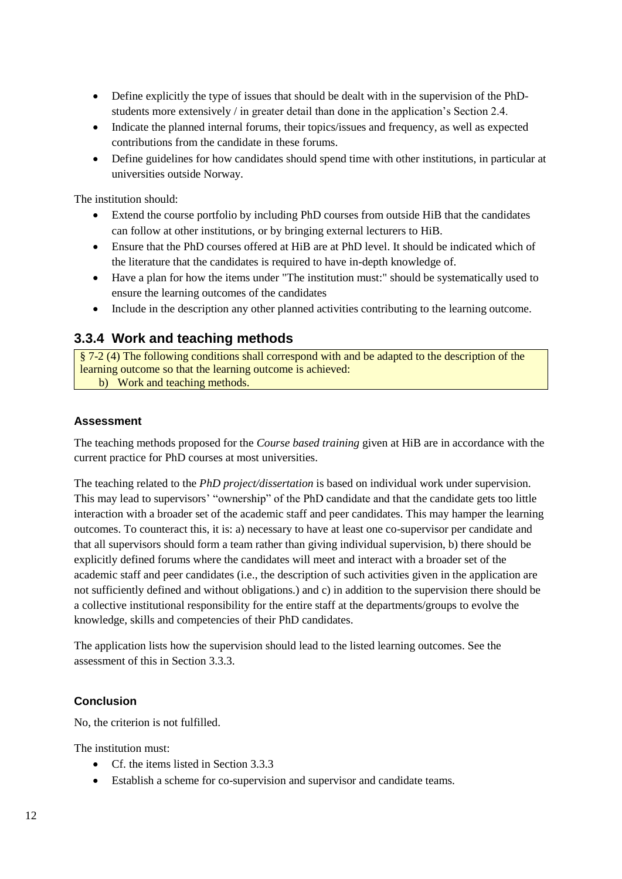- Define explicitly the type of issues that should be dealt with in the supervision of the PhD-students more extensively / in greater detail than done in the application's Section 2.4.
- Indicate the planned internal forums, their topics/issues and frequency, as well as expected contributions from the candidate in these forums.
- Define guidelines for how candidates should spend time with other institutions, in particular at universities outside Norway.

The institution should:

- Extend the course portfolio by including PhD courses from outside HiB that the candidates can follow at other institutions, or by bringing external lecturers to HiB.
- Ensure that the PhD courses offered at HiB are at PhD level. It should be indicated which of the literature that the candidates is required to have in-depth knowledge of.
- Have a plan for how the items under "The institution must:" should be systematically used to ensure the learning outcomes of the candidates
- Include in the description any other planned activities contributing to the learning outcome.

### 3.3.4 Work and teaching methods

> § 7-2 (4) The following conditions shall correspond with and be adapted to the description of the learning outcome so that the learning outcome is achieved:
> b) Work and teaching methods.

#### Assessment

The teaching methods proposed for the *Course based training* given at HiB are in accordance with the current practice for PhD courses at most universities.

The teaching related to the *PhD project/dissertation* is based on individual work under supervision. This may lead to supervisors' "ownership" of the PhD candidate and that the candidate gets too little interaction with a broader set of the academic staff and peer candidates. This may hamper the learning outcomes. To counteract this, it is: a) necessary to have at least one co-supervisor per candidate and that all supervisors should form a team rather than giving individual supervision, b) there should be explicitly defined forums where the candidates will meet and interact with a broader set of the academic staff and peer candidates (i.e., the description of such activities given in the application are not sufficiently defined and without obligations.) and c) in addition to the supervision there should be a collective institutional responsibility for the entire staff at the departments/groups to evolve the knowledge, skills and competencies of their PhD candidates.

The application lists how the supervision should lead to the listed learning outcomes. See the assessment of this in Section 3.3.3.

#### Conclusion

No, the criterion is not fulfilled.

The institution must:

- Cf. the items listed in Section 3.3.3
- Establish a scheme for co-supervision and supervisor and candidate teams.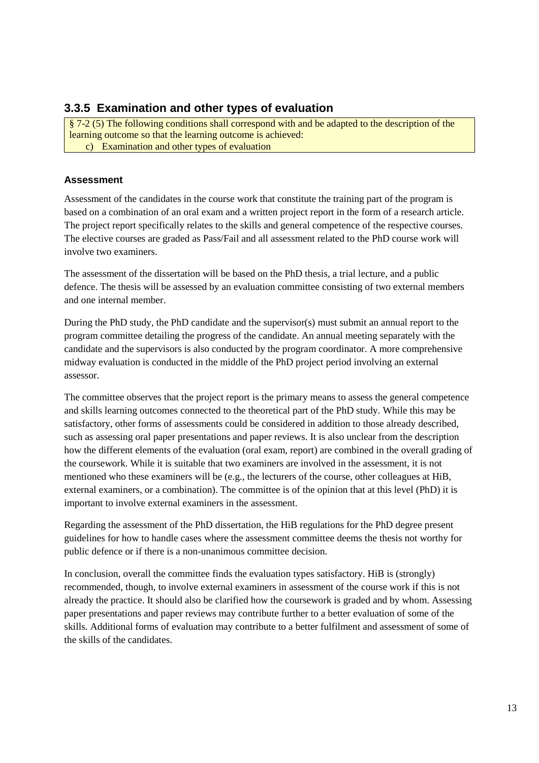### 3.3.5 Examination and other types of evaluation

> § 7-2 (5) The following conditions shall correspond with and be adapted to the description of the learning outcome so that the learning outcome is achieved:
>
> c) Examination and other types of evaluation

#### Assessment

Assessment of the candidates in the course work that constitute the training part of the program is based on a combination of an oral exam and a written project report in the form of a research article. The project report specifically relates to the skills and general competence of the respective courses. The elective courses are graded as Pass/Fail and all assessment related to the PhD course work will involve two examiners.

The assessment of the dissertation will be based on the PhD thesis, a trial lecture, and a public defence. The thesis will be assessed by an evaluation committee consisting of two external members and one internal member.

During the PhD study, the PhD candidate and the supervisor(s) must submit an annual report to the program committee detailing the progress of the candidate. An annual meeting separately with the candidate and the supervisors is also conducted by the program coordinator. A more comprehensive midway evaluation is conducted in the middle of the PhD project period involving an external assessor.

The committee observes that the project report is the primary means to assess the general competence and skills learning outcomes connected to the theoretical part of the PhD study. While this may be satisfactory, other forms of assessments could be considered in addition to those already described, such as assessing oral paper presentations and paper reviews. It is also unclear from the description how the different elements of the evaluation (oral exam, report) are combined in the overall grading of the coursework. While it is suitable that two examiners are involved in the assessment, it is not mentioned who these examiners will be (e.g., the lecturers of the course, other colleagues at HiB, external examiners, or a combination). The committee is of the opinion that at this level (PhD) it is important to involve external examiners in the assessment.

Regarding the assessment of the PhD dissertation, the HiB regulations for the PhD degree present guidelines for how to handle cases where the assessment committee deems the thesis not worthy for public defence or if there is a non-unanimous committee decision.

In conclusion, overall the committee finds the evaluation types satisfactory. HiB is (strongly) recommended, though, to involve external examiners in assessment of the course work if this is not already the practice. It should also be clarified how the coursework is graded and by whom. Assessing paper presentations and paper reviews may contribute further to a better evaluation of some of the skills. Additional forms of evaluation may contribute to a better fulfilment and assessment of some of the skills of the candidates.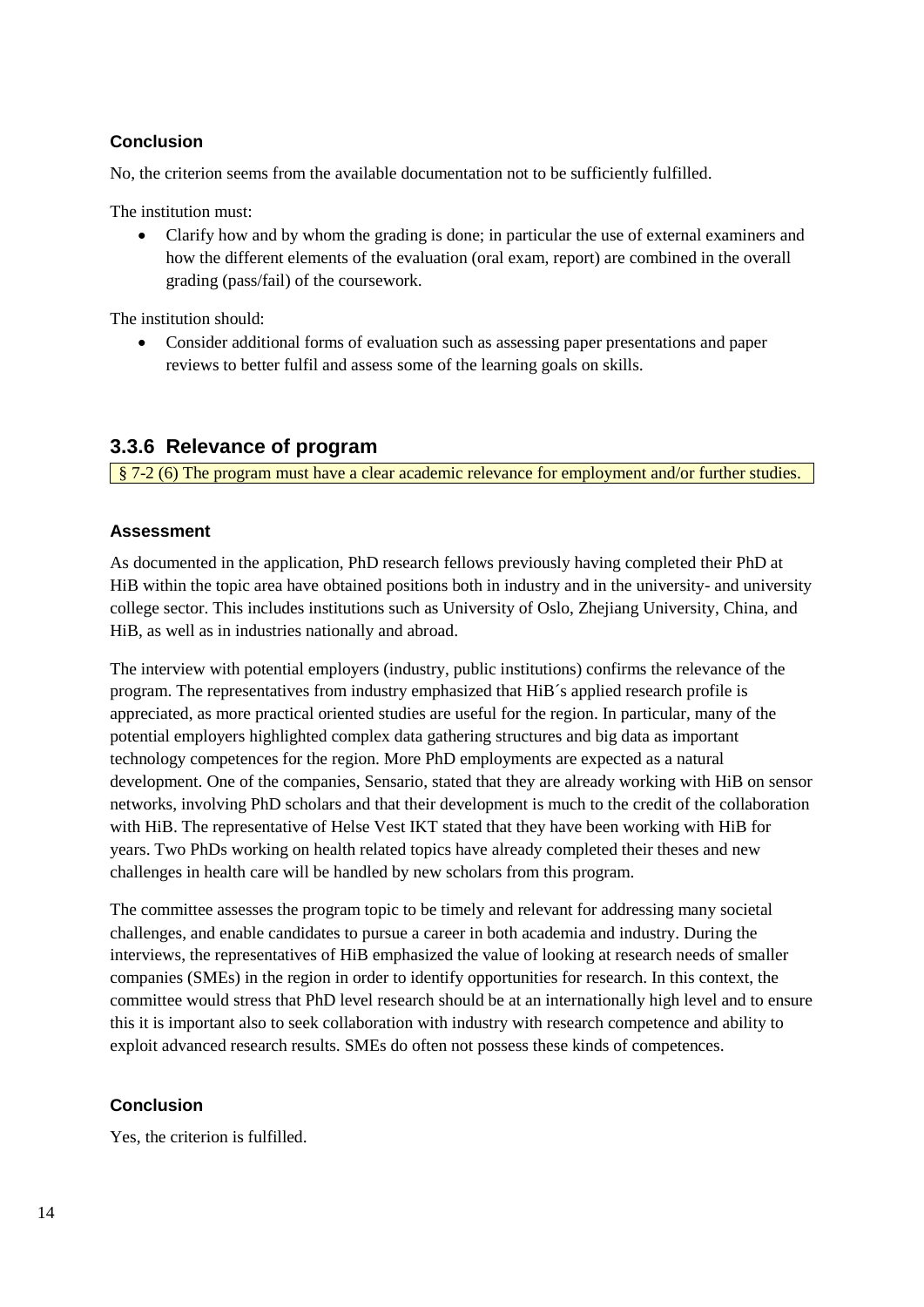#### Conclusion

No, the criterion seems from the available documentation not to be sufficiently fulfilled.

The institution must:

- Clarify how and by whom the grading is done; in particular the use of external examiners and how the different elements of the evaluation (oral exam, report) are combined in the overall grading (pass/fail) of the coursework.

The institution should:

- Consider additional forms of evaluation such as assessing paper presentations and paper reviews to better fulfil and assess some of the learning goals on skills.

### 3.3.6 Relevance of program

§ 7-2 (6) The program must have a clear academic relevance for employment and/or further studies.

#### Assessment

As documented in the application, PhD research fellows previously having completed their PhD at HiB within the topic area have obtained positions both in industry and in the university- and university college sector. This includes institutions such as University of Oslo, Zhejiang University, China, and HiB, as well as in industries nationally and abroad.

The interview with potential employers (industry, public institutions) confirms the relevance of the program. The representatives from industry emphasized that HiB´s applied research profile is appreciated, as more practical oriented studies are useful for the region. In particular, many of the potential employers highlighted complex data gathering structures and big data as important technology competences for the region. More PhD employments are expected as a natural development. One of the companies, Sensario, stated that they are already working with HiB on sensor networks, involving PhD scholars and that their development is much to the credit of the collaboration with HiB. The representative of Helse Vest IKT stated that they have been working with HiB for years. Two PhDs working on health related topics have already completed their theses and new challenges in health care will be handled by new scholars from this program.

The committee assesses the program topic to be timely and relevant for addressing many societal challenges, and enable candidates to pursue a career in both academia and industry. During the interviews, the representatives of HiB emphasized the value of looking at research needs of smaller companies (SMEs) in the region in order to identify opportunities for research. In this context, the committee would stress that PhD level research should be at an internationally high level and to ensure this it is important also to seek collaboration with industry with research competence and ability to exploit advanced research results. SMEs do often not possess these kinds of competences.

#### Conclusion

Yes, the criterion is fulfilled.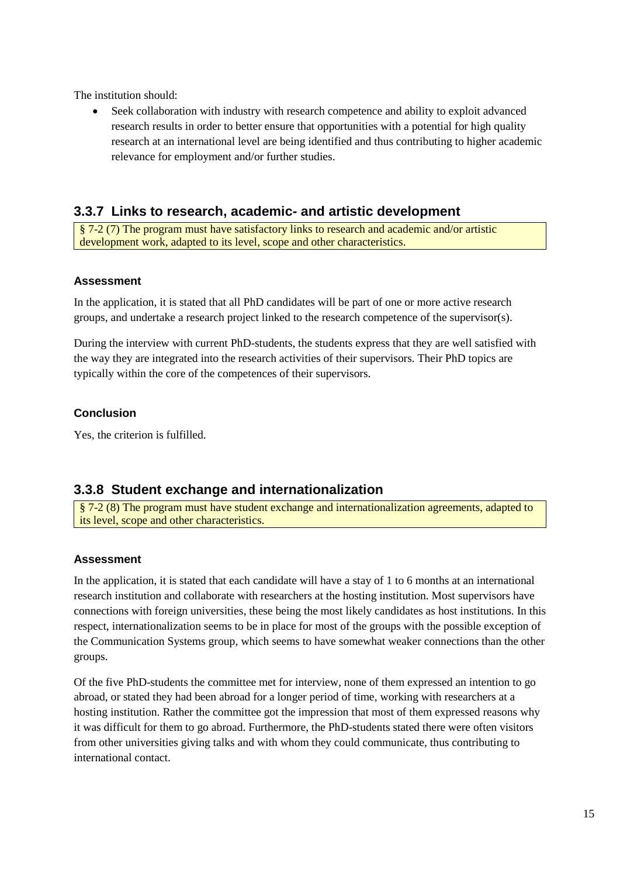The institution should:

- Seek collaboration with industry with research competence and ability to exploit advanced research results in order to better ensure that opportunities with a potential for high quality research at an international level are being identified and thus contributing to higher academic relevance for employment and/or further studies.

### 3.3.7 Links to research, academic- and artistic development

§ 7-2 (7) The program must have satisfactory links to research and academic and/or artistic development work, adapted to its level, scope and other characteristics.

**Assessment**

In the application, it is stated that all PhD candidates will be part of one or more active research groups, and undertake a research project linked to the research competence of the supervisor(s).

During the interview with current PhD-students, the students express that they are well satisfied with the way they are integrated into the research activities of their supervisors. Their PhD topics are typically within the core of the competences of their supervisors.

**Conclusion**

Yes, the criterion is fulfilled.

### 3.3.8 Student exchange and internationalization

§ 7-2 (8) The program must have student exchange and internationalization agreements, adapted to its level, scope and other characteristics.

**Assessment**

In the application, it is stated that each candidate will have a stay of 1 to 6 months at an international research institution and collaborate with researchers at the hosting institution. Most supervisors have connections with foreign universities, these being the most likely candidates as host institutions. In this respect, internationalization seems to be in place for most of the groups with the possible exception of the Communication Systems group, which seems to have somewhat weaker connections than the other groups.

Of the five PhD-students the committee met for interview, none of them expressed an intention to go abroad, or stated they had been abroad for a longer period of time, working with researchers at a hosting institution. Rather the committee got the impression that most of them expressed reasons why it was difficult for them to go abroad. Furthermore, the PhD-students stated there were often visitors from other universities giving talks and with whom they could communicate, thus contributing to international contact.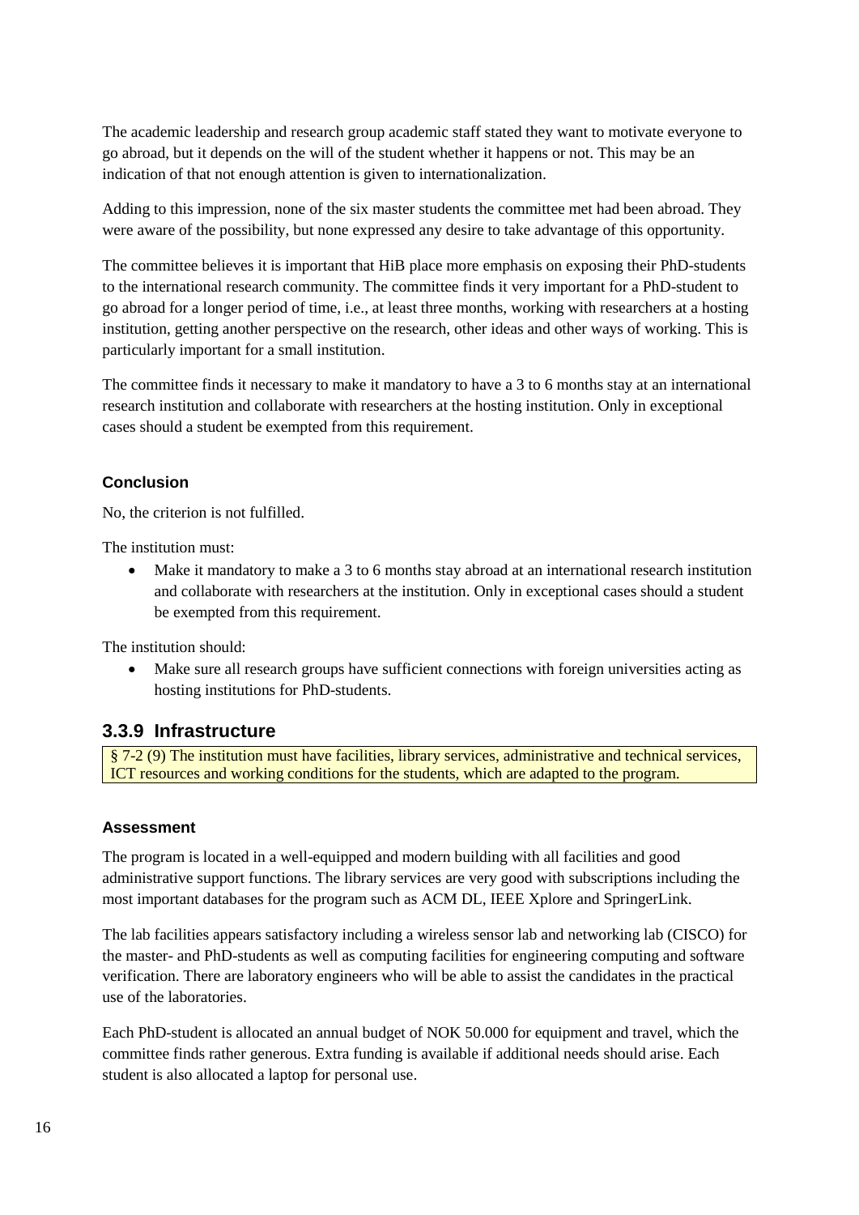The academic leadership and research group academic staff stated they want to motivate everyone to go abroad, but it depends on the will of the student whether it happens or not. This may be an indication of that not enough attention is given to internationalization.

Adding to this impression, none of the six master students the committee met had been abroad. They were aware of the possibility, but none expressed any desire to take advantage of this opportunity.

The committee believes it is important that HiB place more emphasis on exposing their PhD-students to the international research community. The committee finds it very important for a PhD-student to go abroad for a longer period of time, i.e., at least three months, working with researchers at a hosting institution, getting another perspective on the research, other ideas and other ways of working. This is particularly important for a small institution.

The committee finds it necessary to make it mandatory to have a 3 to 6 months stay at an international research institution and collaborate with researchers at the hosting institution. Only in exceptional cases should a student be exempted from this requirement.

#### Conclusion

No, the criterion is not fulfilled.

The institution must:

- Make it mandatory to make a 3 to 6 months stay abroad at an international research institution and collaborate with researchers at the institution. Only in exceptional cases should a student be exempted from this requirement.

The institution should:

- Make sure all research groups have sufficient connections with foreign universities acting as hosting institutions for PhD-students.

### 3.3.9 Infrastructure

§ 7-2 (9) The institution must have facilities, library services, administrative and technical services, ICT resources and working conditions for the students, which are adapted to the program.

#### Assessment

The program is located in a well-equipped and modern building with all facilities and good administrative support functions. The library services are very good with subscriptions including the most important databases for the program such as ACM DL, IEEE Xplore and SpringerLink.

The lab facilities appears satisfactory including a wireless sensor lab and networking lab (CISCO) for the master- and PhD-students as well as computing facilities for engineering computing and software verification. There are laboratory engineers who will be able to assist the candidates in the practical use of the laboratories.

Each PhD-student is allocated an annual budget of NOK 50.000 for equipment and travel, which the committee finds rather generous. Extra funding is available if additional needs should arise. Each student is also allocated a laptop for personal use.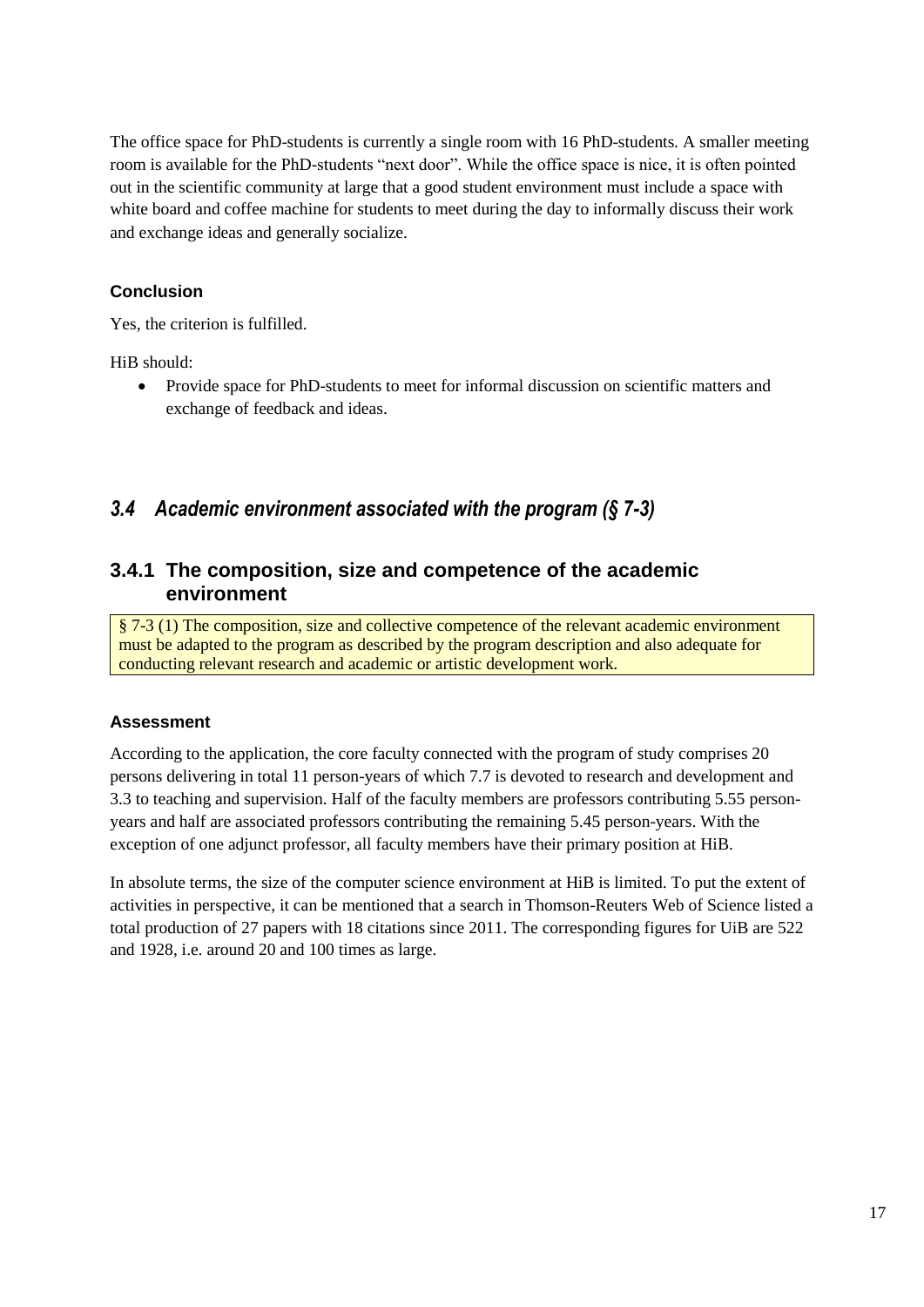The office space for PhD-students is currently a single room with 16 PhD-students. A smaller meeting room is available for the PhD-students "next door". While the office space is nice, it is often pointed out in the scientific community at large that a good student environment must include a space with white board and coffee machine for students to meet during the day to informally discuss their work and exchange ideas and generally socialize.

#### Conclusion

Yes, the criterion is fulfilled.

HiB should:

- Provide space for PhD-students to meet for informal discussion on scientific matters and exchange of feedback and ideas.

## *3.4 Academic environment associated with the program (§ 7-3)*

### 3.4.1 The composition, size and competence of the academic environment

> § 7-3 (1) The composition, size and collective competence of the relevant academic environment must be adapted to the program as described by the program description and also adequate for conducting relevant research and academic or artistic development work.

#### Assessment

According to the application, the core faculty connected with the program of study comprises 20 persons delivering in total 11 person-years of which 7.7 is devoted to research and development and 3.3 to teaching and supervision. Half of the faculty members are professors contributing 5.55 person-years and half are associated professors contributing the remaining 5.45 person-years. With the exception of one adjunct professor, all faculty members have their primary position at HiB.

In absolute terms, the size of the computer science environment at HiB is limited. To put the extent of activities in perspective, it can be mentioned that a search in Thomson-Reuters Web of Science listed a total production of 27 papers with 18 citations since 2011. The corresponding figures for UiB are 522 and 1928, i.e. around 20 and 100 times as large.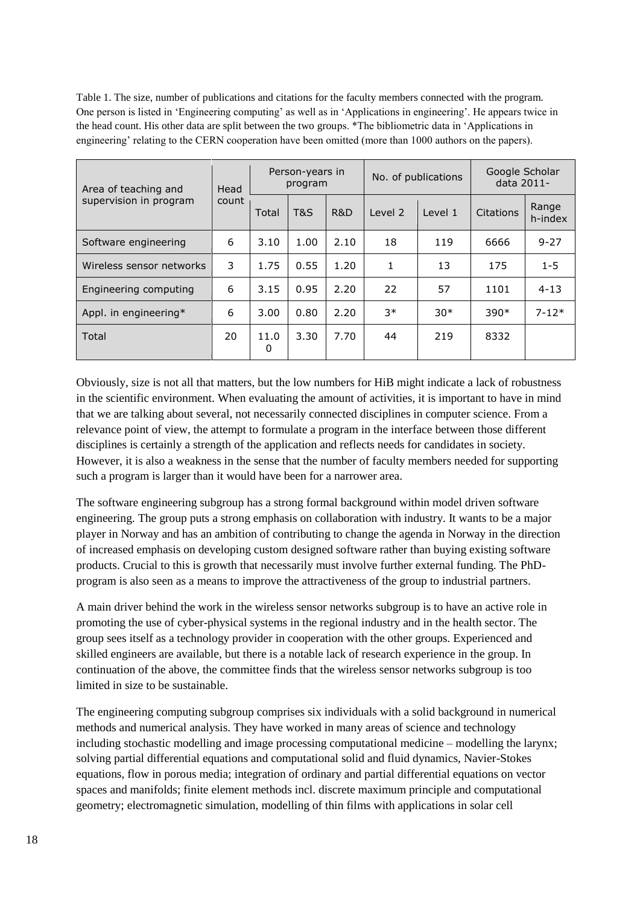Table 1. The size, number of publications and citations for the faculty members connected with the program. One person is listed in 'Engineering computing' as well as in 'Applications in engineering'. He appears twice in the head count. His other data are split between the two groups. *The bibliometric data in 'Applications in engineering' relating to the CERN cooperation have been omitted (more than 1000 authors on the papers).

| Area of teaching and supervision in program | Head count | Person-years in program | | | No. of publications | | Google Scholar data 2011- | |
|---|---|---|---|---|---|---|---|---|
| | | Total | T&S | R&D | Level 2 | Level 1 | Citations | Range h-index |
| Software engineering | 6 | 3.10 | 1.00 | 2.10 | 18 | 119 | 6666 | 9-27 |
| Wireless sensor networks | 3 | 1.75 | 0.55 | 1.20 | 1 | 13 | 175 | 1-5 |
| Engineering computing | 6 | 3.15 | 0.95 | 2.20 | 22 | 57 | 1101 | 4-13 |
| Appl. in engineering* | 6 | 3.00 | 0.80 | 2.20 | 3* | 30* | 390* | 7-12* |
| Total | 20 | 11.00 | 3.30 | 7.70 | 44 | 219 | 8332 | |

Obviously, size is not all that matters, but the low numbers for HiB might indicate a lack of robustness in the scientific environment. When evaluating the amount of activities, it is important to have in mind that we are talking about several, not necessarily connected disciplines in computer science. From a relevance point of view, the attempt to formulate a program in the interface between those different disciplines is certainly a strength of the application and reflects needs for candidates in society. However, it is also a weakness in the sense that the number of faculty members needed for supporting such a program is larger than it would have been for a narrower area.

The software engineering subgroup has a strong formal background within model driven software engineering. The group puts a strong emphasis on collaboration with industry. It wants to be a major player in Norway and has an ambition of contributing to change the agenda in Norway in the direction of increased emphasis on developing custom designed software rather than buying existing software products. Crucial to this is growth that necessarily must involve further external funding. The PhD-program is also seen as a means to improve the attractiveness of the group to industrial partners.

A main driver behind the work in the wireless sensor networks subgroup is to have an active role in promoting the use of cyber-physical systems in the regional industry and in the health sector. The group sees itself as a technology provider in cooperation with the other groups. Experienced and skilled engineers are available, but there is a notable lack of research experience in the group. In continuation of the above, the committee finds that the wireless sensor networks subgroup is too limited in size to be sustainable.

The engineering computing subgroup comprises six individuals with a solid background in numerical methods and numerical analysis. They have worked in many areas of science and technology including stochastic modelling and image processing computational medicine – modelling the larynx; solving partial differential equations and computational solid and fluid dynamics, Navier-Stokes equations, flow in porous media; integration of ordinary and partial differential equations on vector spaces and manifolds; finite element methods incl. discrete maximum principle and computational geometry; electromagnetic simulation, modelling of thin films with applications in solar cell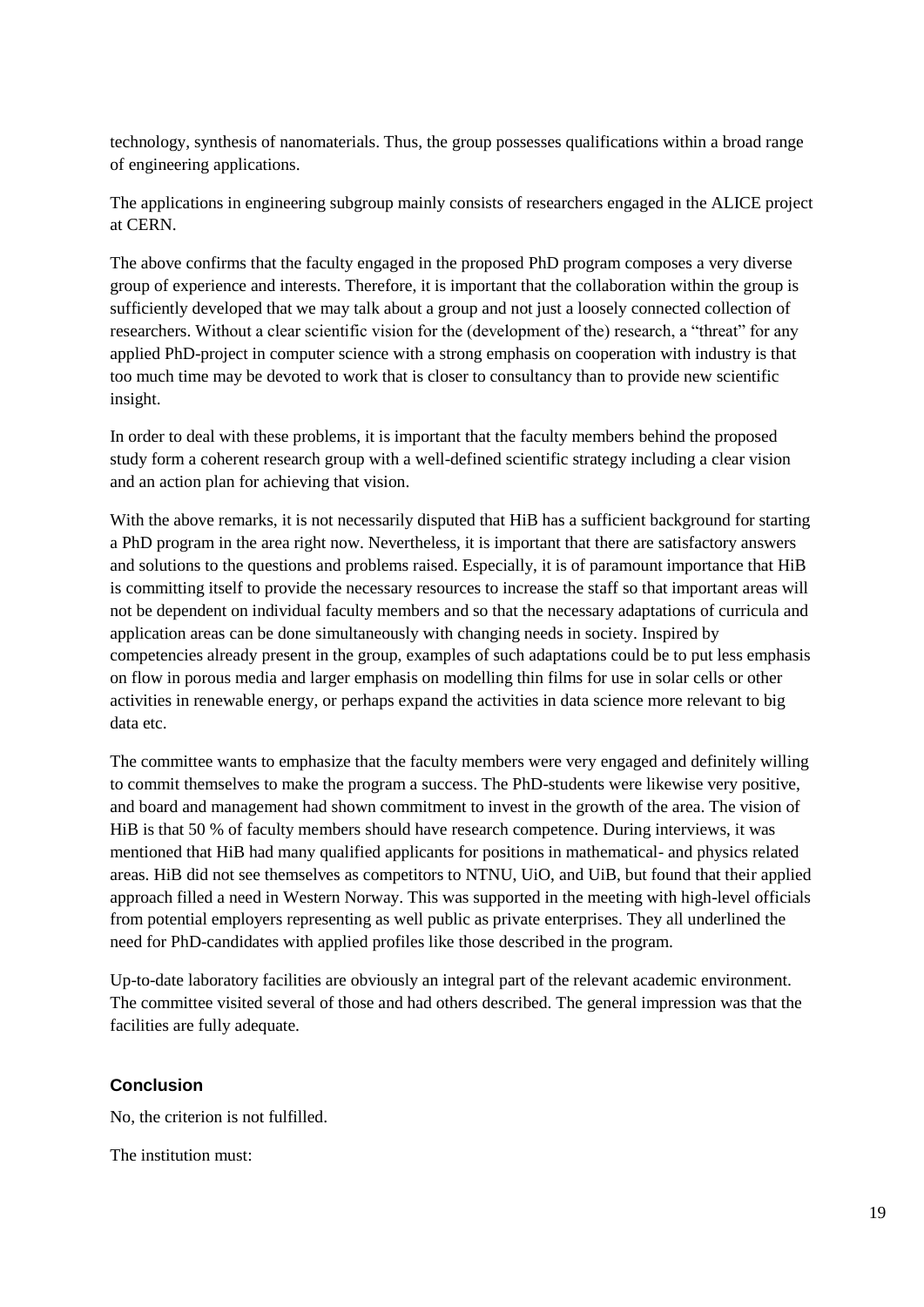technology, synthesis of nanomaterials. Thus, the group possesses qualifications within a broad range of engineering applications.

The applications in engineering subgroup mainly consists of researchers engaged in the ALICE project at CERN.

The above confirms that the faculty engaged in the proposed PhD program composes a very diverse group of experience and interests. Therefore, it is important that the collaboration within the group is sufficiently developed that we may talk about a group and not just a loosely connected collection of researchers. Without a clear scientific vision for the (development of the) research, a "threat" for any applied PhD-project in computer science with a strong emphasis on cooperation with industry is that too much time may be devoted to work that is closer to consultancy than to provide new scientific insight.

In order to deal with these problems, it is important that the faculty members behind the proposed study form a coherent research group with a well-defined scientific strategy including a clear vision and an action plan for achieving that vision.

With the above remarks, it is not necessarily disputed that HiB has a sufficient background for starting a PhD program in the area right now. Nevertheless, it is important that there are satisfactory answers and solutions to the questions and problems raised. Especially, it is of paramount importance that HiB is committing itself to provide the necessary resources to increase the staff so that important areas will not be dependent on individual faculty members and so that the necessary adaptations of curricula and application areas can be done simultaneously with changing needs in society. Inspired by competencies already present in the group, examples of such adaptations could be to put less emphasis on flow in porous media and larger emphasis on modelling thin films for use in solar cells or other activities in renewable energy, or perhaps expand the activities in data science more relevant to big data etc.

The committee wants to emphasize that the faculty members were very engaged and definitely willing to commit themselves to make the program a success. The PhD-students were likewise very positive, and board and management had shown commitment to invest in the growth of the area. The vision of HiB is that 50 % of faculty members should have research competence. During interviews, it was mentioned that HiB had many qualified applicants for positions in mathematical- and physics related areas. HiB did not see themselves as competitors to NTNU, UiO, and UiB, but found that their applied approach filled a need in Western Norway. This was supported in the meeting with high-level officials from potential employers representing as well public as private enterprises. They all underlined the need for PhD-candidates with applied profiles like those described in the program.

Up-to-date laboratory facilities are obviously an integral part of the relevant academic environment. The committee visited several of those and had others described. The general impression was that the facilities are fully adequate.

### Conclusion

No, the criterion is not fulfilled.

The institution must: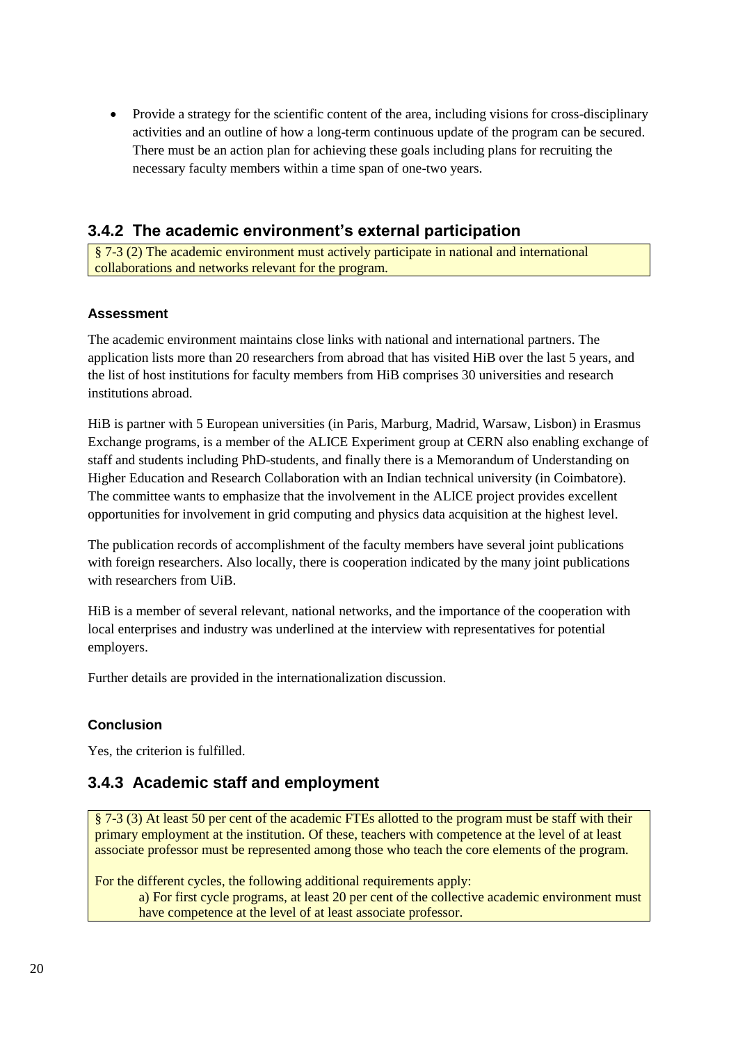- Provide a strategy for the scientific content of the area, including visions for cross-disciplinary activities and an outline of how a long-term continuous update of the program can be secured. There must be an action plan for achieving these goals including plans for recruiting the necessary faculty members within a time span of one-two years.

### 3.4.2 The academic environment's external participation

> § 7-3 (2) The academic environment must actively participate in national and international collaborations and networks relevant for the program.

#### Assessment

The academic environment maintains close links with national and international partners. The application lists more than 20 researchers from abroad that has visited HiB over the last 5 years, and the list of host institutions for faculty members from HiB comprises 30 universities and research institutions abroad.

HiB is partner with 5 European universities (in Paris, Marburg, Madrid, Warsaw, Lisbon) in Erasmus Exchange programs, is a member of the ALICE Experiment group at CERN also enabling exchange of staff and students including PhD-students, and finally there is a Memorandum of Understanding on Higher Education and Research Collaboration with an Indian technical university (in Coimbatore). The committee wants to emphasize that the involvement in the ALICE project provides excellent opportunities for involvement in grid computing and physics data acquisition at the highest level.

The publication records of accomplishment of the faculty members have several joint publications with foreign researchers. Also locally, there is cooperation indicated by the many joint publications with researchers from UiB.

HiB is a member of several relevant, national networks, and the importance of the cooperation with local enterprises and industry was underlined at the interview with representatives for potential employers.

Further details are provided in the internationalization discussion.

#### Conclusion

Yes, the criterion is fulfilled.

### 3.4.3 Academic staff and employment

> § 7-3 (3) At least 50 per cent of the academic FTEs allotted to the program must be staff with their primary employment at the institution. Of these, teachers with competence at the level of at least associate professor must be represented among those who teach the core elements of the program.
>
> For the different cycles, the following additional requirements apply:
>
> a) For first cycle programs, at least 20 per cent of the collective academic environment must have competence at the level of at least associate professor.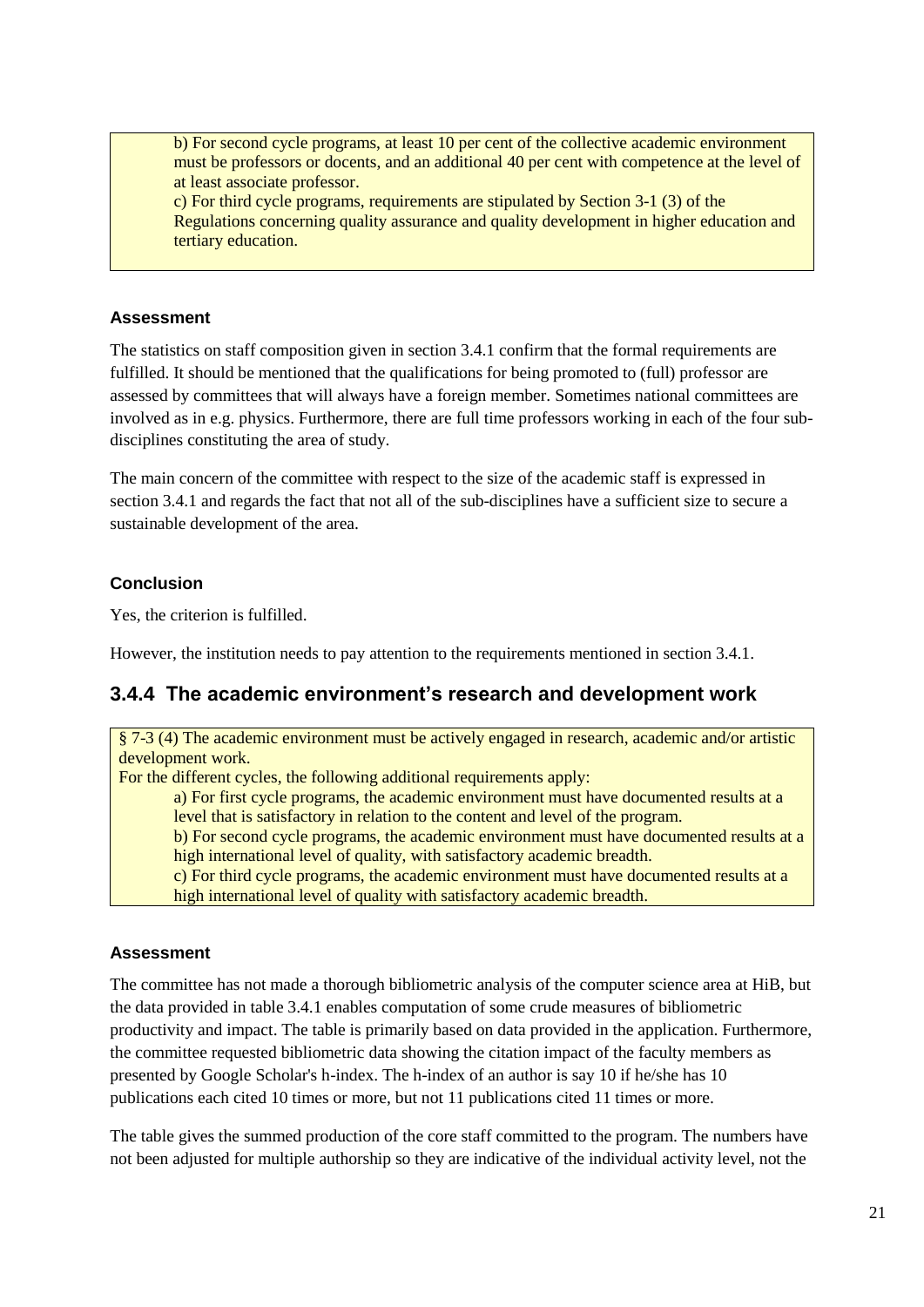b) For second cycle programs, at least 10 per cent of the collective academic environment must be professors or docents, and an additional 40 per cent with competence at the level of at least associate professor.
c) For third cycle programs, requirements are stipulated by Section 3-1 (3) of the Regulations concerning quality assurance and quality development in higher education and tertiary education.

#### Assessment

The statistics on staff composition given in section 3.4.1 confirm that the formal requirements are fulfilled. It should be mentioned that the qualifications for being promoted to (full) professor are assessed by committees that will always have a foreign member. Sometimes national committees are involved as in e.g. physics. Furthermore, there are full time professors working in each of the four sub-disciplines constituting the area of study.

The main concern of the committee with respect to the size of the academic staff is expressed in section 3.4.1 and regards the fact that not all of the sub-disciplines have a sufficient size to secure a sustainable development of the area.

#### Conclusion

Yes, the criterion is fulfilled.

However, the institution needs to pay attention to the requirements mentioned in section 3.4.1.

### 3.4.4 The academic environment's research and development work

§ 7-3 (4) The academic environment must be actively engaged in research, academic and/or artistic development work.
For the different cycles, the following additional requirements apply:
a) For first cycle programs, the academic environment must have documented results at a level that is satisfactory in relation to the content and level of the program.
b) For second cycle programs, the academic environment must have documented results at a high international level of quality, with satisfactory academic breadth.
c) For third cycle programs, the academic environment must have documented results at a high international level of quality with satisfactory academic breadth.

#### Assessment

The committee has not made a thorough bibliometric analysis of the computer science area at HiB, but the data provided in table 3.4.1 enables computation of some crude measures of bibliometric productivity and impact. The table is primarily based on data provided in the application. Furthermore, the committee requested bibliometric data showing the citation impact of the faculty members as presented by Google Scholar's h-index. The h-index of an author is say 10 if he/she has 10 publications each cited 10 times or more, but not 11 publications cited 11 times or more.

The table gives the summed production of the core staff committed to the program. The numbers have not been adjusted for multiple authorship so they are indicative of the individual activity level, not the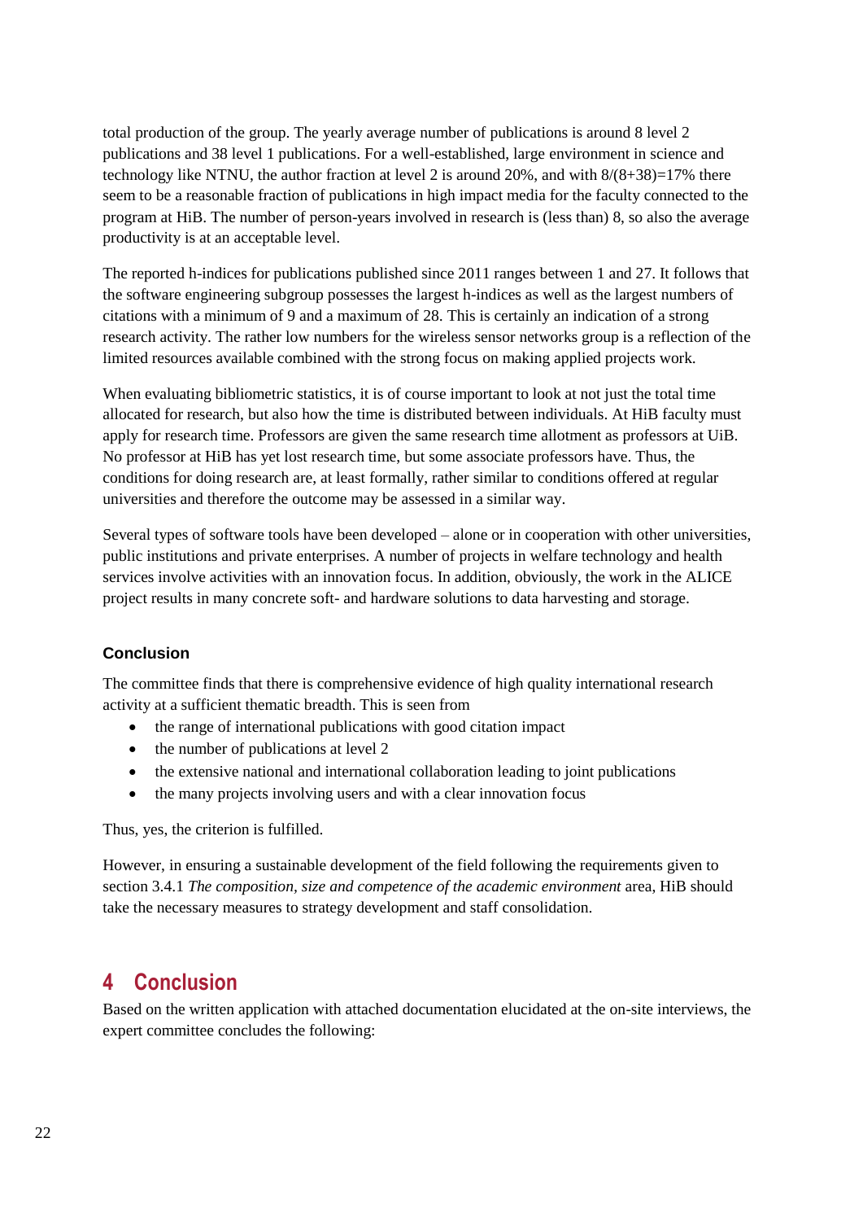total production of the group. The yearly average number of publications is around 8 level 2 publications and 38 level 1 publications. For a well-established, large environment in science and technology like NTNU, the author fraction at level 2 is around 20%, and with $8/(8+38)=17\%$ there seem to be a reasonable fraction of publications in high impact media for the faculty connected to the program at HiB. The number of person-years involved in research is (less than) 8, so also the average productivity is at an acceptable level.

The reported h-indices for publications published since 2011 ranges between 1 and 27. It follows that the software engineering subgroup possesses the largest h-indices as well as the largest numbers of citations with a minimum of 9 and a maximum of 28. This is certainly an indication of a strong research activity. The rather low numbers for the wireless sensor networks group is a reflection of the limited resources available combined with the strong focus on making applied projects work.

When evaluating bibliometric statistics, it is of course important to look at not just the total time allocated for research, but also how the time is distributed between individuals. At HiB faculty must apply for research time. Professors are given the same research time allotment as professors at UiB. No professor at HiB has yet lost research time, but some associate professors have. Thus, the conditions for doing research are, at least formally, rather similar to conditions offered at regular universities and therefore the outcome may be assessed in a similar way.

Several types of software tools have been developed – alone or in cooperation with other universities, public institutions and private enterprises. A number of projects in welfare technology and health services involve activities with an innovation focus. In addition, obviously, the work in the ALICE project results in many concrete soft- and hardware solutions to data harvesting and storage.

### Conclusion

The committee finds that there is comprehensive evidence of high quality international research activity at a sufficient thematic breadth. This is seen from

- the range of international publications with good citation impact
- the number of publications at level 2
- the extensive national and international collaboration leading to joint publications
- the many projects involving users and with a clear innovation focus

Thus, yes, the criterion is fulfilled.

However, in ensuring a sustainable development of the field following the requirements given to section 3.4.1 *The composition, size and competence of the academic environment* area, HiB should take the necessary measures to strategy development and staff consolidation.

# 4 Conclusion

Based on the written application with attached documentation elucidated at the on-site interviews, the expert committee concludes the following: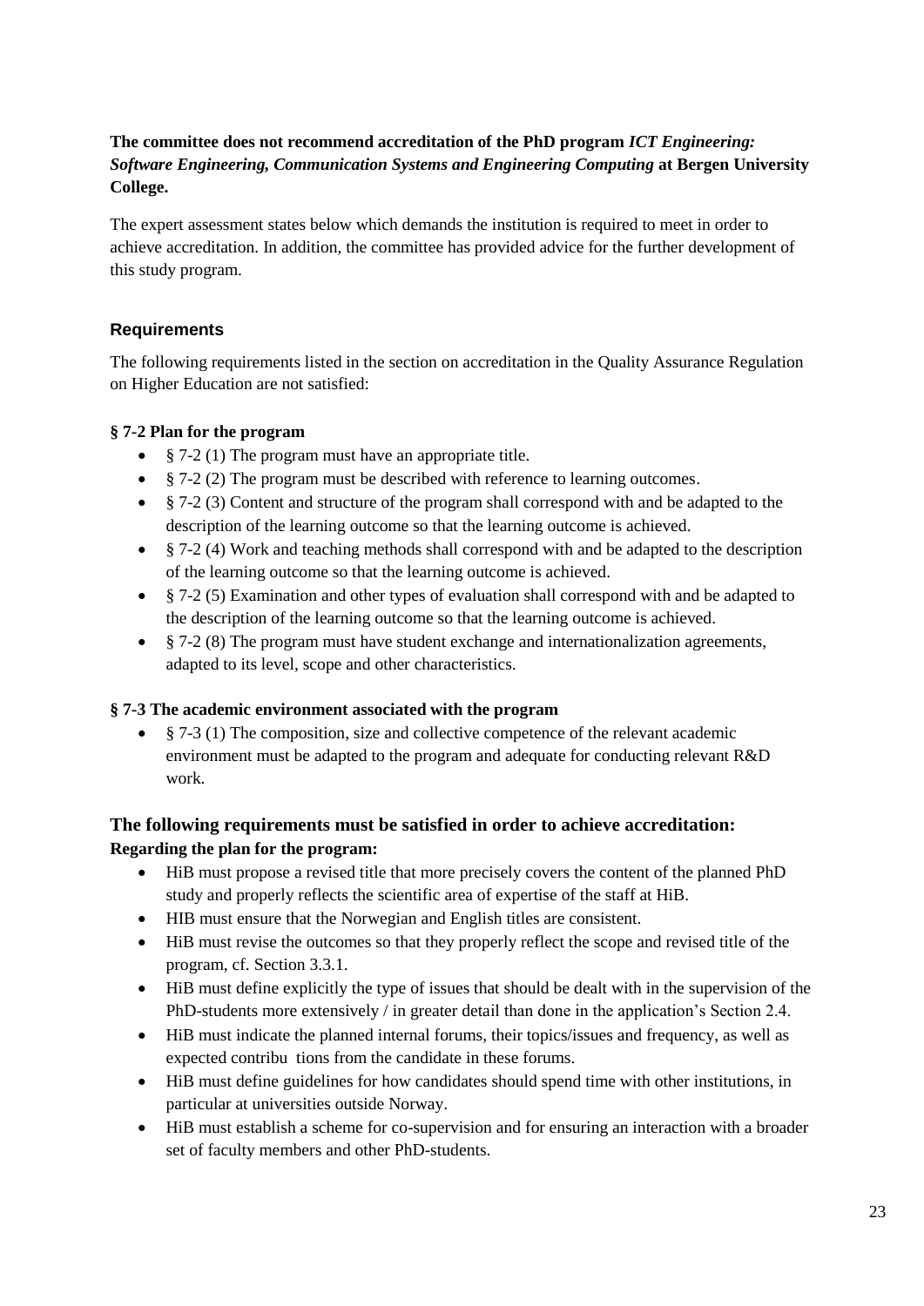**The committee does not recommend accreditation of the PhD program *ICT Engineering: Software Engineering, Communication Systems and Engineering Computing* at Bergen University College.**

The expert assessment states below which demands the institution is required to meet in order to achieve accreditation. In addition, the committee has provided advice for the further development of this study program.

### Requirements

The following requirements listed in the section on accreditation in the Quality Assurance Regulation on Higher Education are not satisfied:

**§ 7-2 Plan for the program**

- § 7-2 (1) The program must have an appropriate title.
- § 7-2 (2) The program must be described with reference to learning outcomes.
- § 7-2 (3) Content and structure of the program shall correspond with and be adapted to the description of the learning outcome so that the learning outcome is achieved.
- § 7-2 (4) Work and teaching methods shall correspond with and be adapted to the description of the learning outcome so that the learning outcome is achieved.
- § 7-2 (5) Examination and other types of evaluation shall correspond with and be adapted to the description of the learning outcome so that the learning outcome is achieved.
- § 7-2 (8) The program must have student exchange and internationalization agreements, adapted to its level, scope and other characteristics.

**§ 7-3 The academic environment associated with the program**

- § 7-3 (1) The composition, size and collective competence of the relevant academic environment must be adapted to the program and adequate for conducting relevant R&D work.

### The following requirements must be satisfied in order to achieve accreditation:

**Regarding the plan for the program:**

- HiB must propose a revised title that more precisely covers the content of the planned PhD study and properly reflects the scientific area of expertise of the staff at HiB.
- HIB must ensure that the Norwegian and English titles are consistent.
- HiB must revise the outcomes so that they properly reflect the scope and revised title of the program, cf. Section 3.3.1.
- HiB must define explicitly the type of issues that should be dealt with in the supervision of the PhD-students more extensively / in greater detail than done in the application's Section 2.4.
- HiB must indicate the planned internal forums, their topics/issues and frequency, as well as expected contribu tions from the candidate in these forums.
- HiB must define guidelines for how candidates should spend time with other institutions, in particular at universities outside Norway.
- HiB must establish a scheme for co-supervision and for ensuring an interaction with a broader set of faculty members and other PhD-students.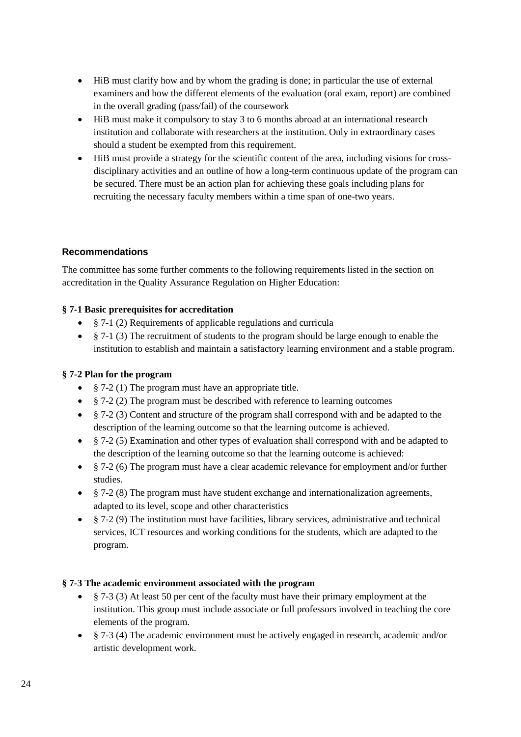- HiB must clarify how and by whom the grading is done; in particular the use of external examiners and how the different elements of the evaluation (oral exam, report) are combined in the overall grading (pass/fail) of the coursework
- HiB must make it compulsory to stay 3 to 6 months abroad at an international research institution and collaborate with researchers at the institution. Only in extraordinary cases should a student be exempted from this requirement.
- HiB must provide a strategy for the scientific content of the area, including visions for cross-disciplinary activities and an outline of how a long-term continuous update of the program can be secured. There must be an action plan for achieving these goals including plans for recruiting the necessary faculty members within a time span of one-two years.

### Recommendations

The committee has some further comments to the following requirements listed in the section on accreditation in the Quality Assurance Regulation on Higher Education:

**§ 7-1 Basic prerequisites for accreditation**

- § 7-1 (2) Requirements of applicable regulations and curricula
- § 7-1 (3) The recruitment of students to the program should be large enough to enable the institution to establish and maintain a satisfactory learning environment and a stable program.

**§ 7-2 Plan for the program**

- § 7-2 (1) The program must have an appropriate title.
- § 7-2 (2) The program must be described with reference to learning outcomes
- § 7-2 (3) Content and structure of the program shall correspond with and be adapted to the description of the learning outcome so that the learning outcome is achieved.
- § 7-2 (5) Examination and other types of evaluation shall correspond with and be adapted to the description of the learning outcome so that the learning outcome is achieved:
- § 7-2 (6) The program must have a clear academic relevance for employment and/or further studies.
- § 7-2 (8) The program must have student exchange and internationalization agreements, adapted to its level, scope and other characteristics
- § 7-2 (9) The institution must have facilities, library services, administrative and technical services, ICT resources and working conditions for the students, which are adapted to the program.

**§ 7-3 The academic environment associated with the program**

- § 7-3 (3) At least 50 per cent of the faculty must have their primary employment at the institution. This group must include associate or full professors involved in teaching the core elements of the program.
- § 7-3 (4) The academic environment must be actively engaged in research, academic and/or artistic development work.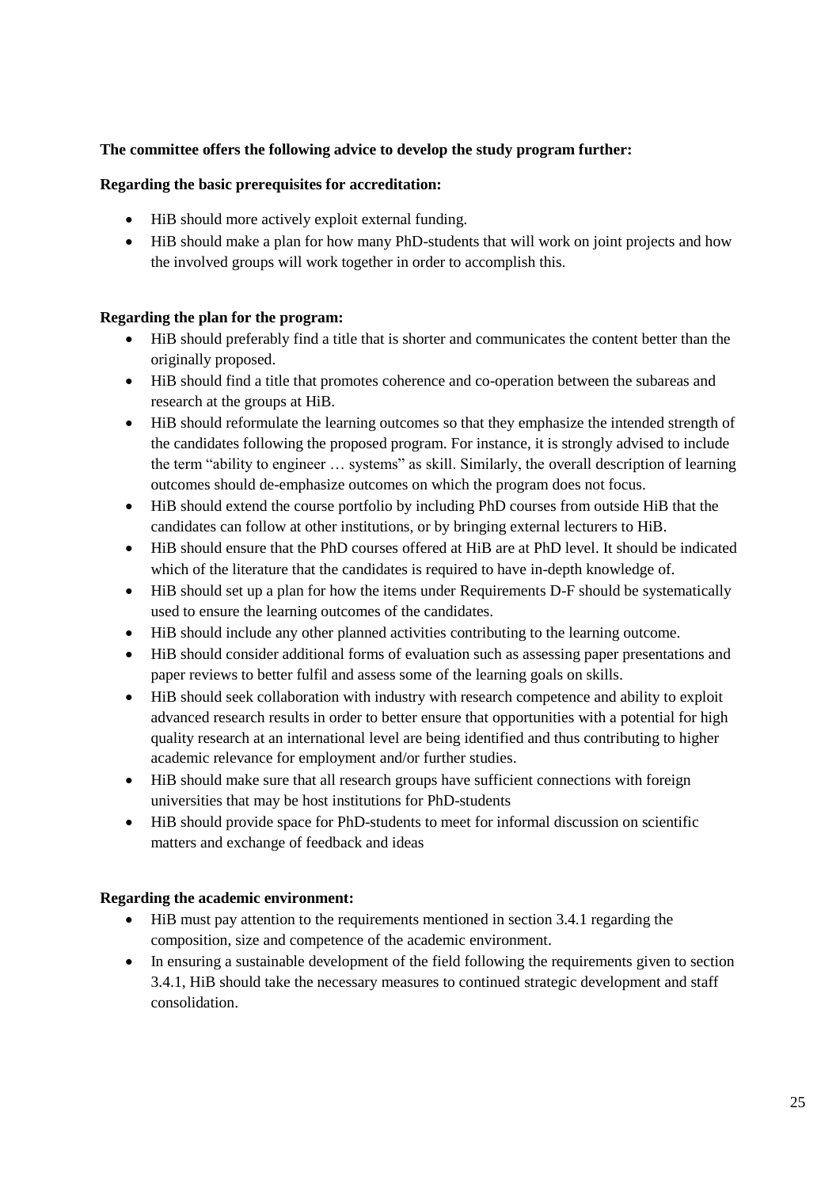**The committee offers the following advice to develop the study program further:**

**Regarding the basic prerequisites for accreditation:**

- HiB should more actively exploit external funding.
- HiB should make a plan for how many PhD-students that will work on joint projects and how the involved groups will work together in order to accomplish this.

**Regarding the plan for the program:**

- HiB should preferably find a title that is shorter and communicates the content better than the originally proposed.
- HiB should find a title that promotes coherence and co-operation between the subareas and research at the groups at HiB.
- HiB should reformulate the learning outcomes so that they emphasize the intended strength of the candidates following the proposed program. For instance, it is strongly advised to include the term "ability to engineer … systems" as skill. Similarly, the overall description of learning outcomes should de-emphasize outcomes on which the program does not focus.
- HiB should extend the course portfolio by including PhD courses from outside HiB that the candidates can follow at other institutions, or by bringing external lecturers to HiB.
- HiB should ensure that the PhD courses offered at HiB are at PhD level. It should be indicated which of the literature that the candidates is required to have in-depth knowledge of.
- HiB should set up a plan for how the items under Requirements D-F should be systematically used to ensure the learning outcomes of the candidates.
- HiB should include any other planned activities contributing to the learning outcome.
- HiB should consider additional forms of evaluation such as assessing paper presentations and paper reviews to better fulfil and assess some of the learning goals on skills.
- HiB should seek collaboration with industry with research competence and ability to exploit advanced research results in order to better ensure that opportunities with a potential for high quality research at an international level are being identified and thus contributing to higher academic relevance for employment and/or further studies.
- HiB should make sure that all research groups have sufficient connections with foreign universities that may be host institutions for PhD-students
- HiB should provide space for PhD-students to meet for informal discussion on scientific matters and exchange of feedback and ideas

**Regarding the academic environment:**

- HiB must pay attention to the requirements mentioned in section 3.4.1 regarding the composition, size and competence of the academic environment.
- In ensuring a sustainable development of the field following the requirements given to section 3.4.1, HiB should take the necessary measures to continued strategic development and staff consolidation.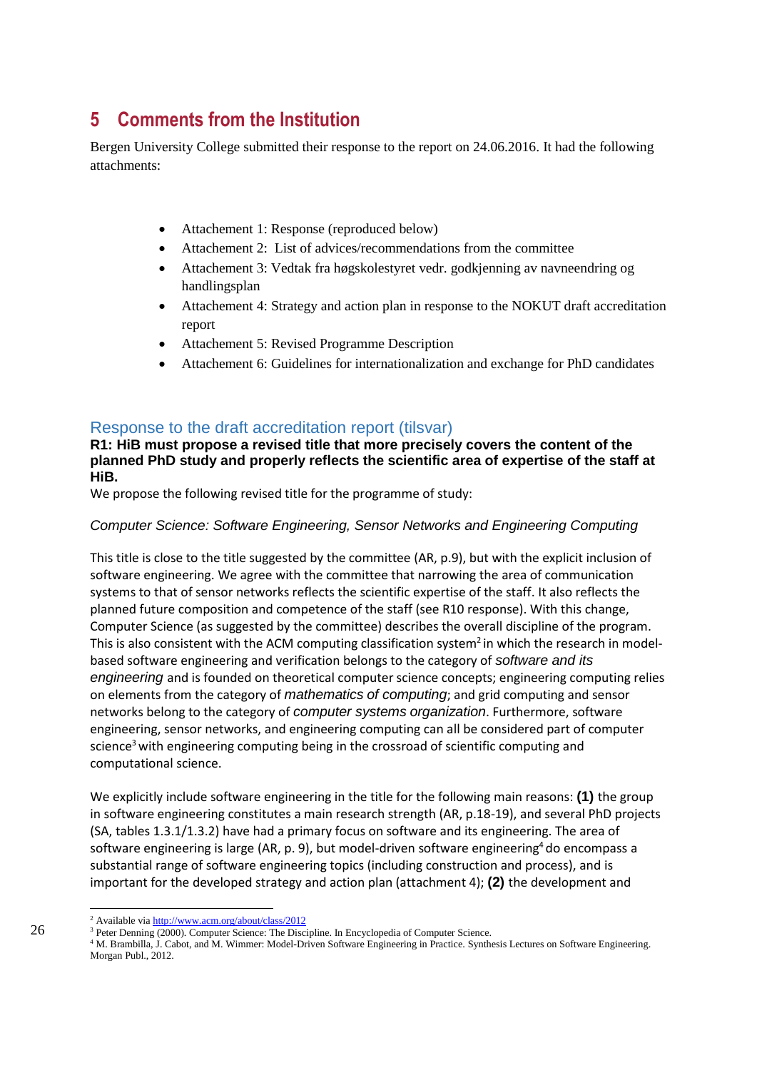# 5 Comments from the Institution

Bergen University College submitted their response to the report on 24.06.2016. It had the following attachments:

- Attachement 1: Response (reproduced below)
- Attachement 2: List of advices/recommendations from the committee
- Attachement 3: Vedtak fra høgskolestyret vedr. godkjenning av navneendring og handlingsplan
- Attachement 4: Strategy and action plan in response to the NOKUT draft accreditation report
- Attachement 5: Revised Programme Description
- Attachement 6: Guidelines for internationalization and exchange for PhD candidates

## Response to the draft accreditation report (tilsvar)

**R1: HiB must propose a revised title that more precisely covers the content of the planned PhD study and properly reflects the scientific area of expertise of the staff at HiB.**

We propose the following revised title for the programme of study:

*Computer Science: Software Engineering, Sensor Networks and Engineering Computing*

This title is close to the title suggested by the committee (AR, p.9), but with the explicit inclusion of software engineering. We agree with the committee that narrowing the area of communication systems to that of sensor networks reflects the scientific expertise of the staff. It also reflects the planned future composition and competence of the staff (see R10 response). With this change, Computer Science (as suggested by the committee) describes the overall discipline of the program. This is also consistent with the ACM computing classification system[2] in which the research in model-based software engineering and verification belongs to the category of *software and its engineering* and is founded on theoretical computer science concepts; engineering computing relies on elements from the category of *mathematics of computing*; and grid computing and sensor networks belong to the category of *computer systems organization*. Furthermore, software engineering, sensor networks, and engineering computing can all be considered part of computer science[3] with engineering computing being in the crossroad of scientific computing and computational science.

We explicitly include software engineering in the title for the following main reasons: **(1)** the group in software engineering constitutes a main research strength (AR, p.18-19), and several PhD projects (SA, tables 1.3.1/1.3.2) have had a primary focus on software and its engineering. The area of software engineering is large (AR, p. 9), but model-driven software engineering[4] do encompass a substantial range of software engineering topics (including construction and process), and is important for the developed strategy and action plan (attachment 4); **(2)** the development and

---

[2] Available via http://www.acm.org/about/class/2012

[3] Peter Denning (2000). Computer Science: The Discipline. In Encyclopedia of Computer Science.

[4] M. Brambilla, J. Cabot, and M. Wimmer: Model-Driven Software Engineering in Practice. Synthesis Lectures on Software Engineering. Morgan Publ., 2012.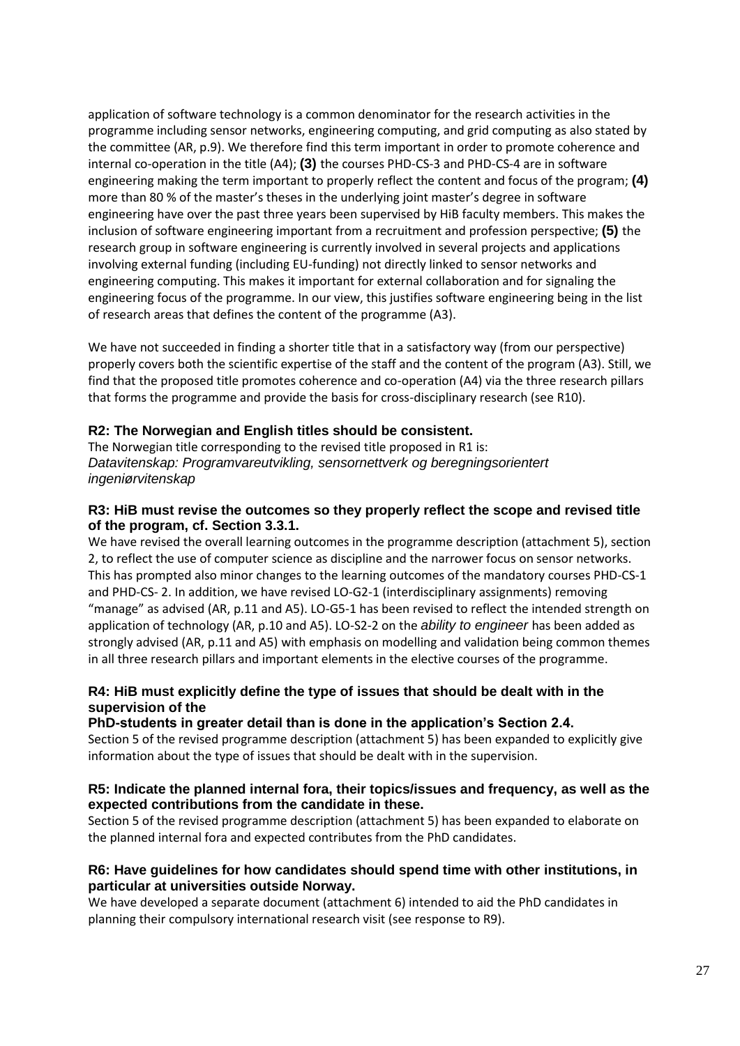application of software technology is a common denominator for the research activities in the programme including sensor networks, engineering computing, and grid computing as also stated by the committee (AR, p.9). We therefore find this term important in order to promote coherence and internal co-operation in the title (A4); **(3)** the courses PHD-CS-3 and PHD-CS-4 are in software engineering making the term important to properly reflect the content and focus of the program; **(4)** more than 80 % of the master's theses in the underlying joint master's degree in software engineering have over the past three years been supervised by HiB faculty members. This makes the inclusion of software engineering important from a recruitment and profession perspective; **(5)** the research group in software engineering is currently involved in several projects and applications involving external funding (including EU-funding) not directly linked to sensor networks and engineering computing. This makes it important for external collaboration and for signaling the engineering focus of the programme. In our view, this justifies software engineering being in the list of research areas that defines the content of the programme (A3).

We have not succeeded in finding a shorter title that in a satisfactory way (from our perspective) properly covers both the scientific expertise of the staff and the content of the program (A3). Still, we find that the proposed title promotes coherence and co-operation (A4) via the three research pillars that forms the programme and provide the basis for cross-disciplinary research (see R10).

#### R2: The Norwegian and English titles should be consistent.

The Norwegian title corresponding to the revised title proposed in R1 is:
*Datavitenskap: Programvareutvikling, sensornettverk og beregningsorientert ingeniørvitenskap*

#### R3: HiB must revise the outcomes so they properly reflect the scope and revised title of the program, cf. Section 3.3.1.

We have revised the overall learning outcomes in the programme description (attachment 5), section 2, to reflect the use of computer science as discipline and the narrower focus on sensor networks. This has prompted also minor changes to the learning outcomes of the mandatory courses PHD-CS-1 and PHD-CS- 2. In addition, we have revised LO-G2-1 (interdisciplinary assignments) removing "manage" as advised (AR, p.11 and A5). LO-G5-1 has been revised to reflect the intended strength on application of technology (AR, p.10 and A5). LO-S2-2 on the *ability to engineer* has been added as strongly advised (AR, p.11 and A5) with emphasis on modelling and validation being common themes in all three research pillars and important elements in the elective courses of the programme.

#### R4: HiB must explicitly define the type of issues that should be dealt with in the supervision of the PhD-students in greater detail than is done in the application's Section 2.4.

Section 5 of the revised programme description (attachment 5) has been expanded to explicitly give information about the type of issues that should be dealt with in the supervision.

#### R5: Indicate the planned internal fora, their topics/issues and frequency, as well as the expected contributions from the candidate in these.

Section 5 of the revised programme description (attachment 5) has been expanded to elaborate on the planned internal fora and expected contributes from the PhD candidates.

#### R6: Have guidelines for how candidates should spend time with other institutions, in particular at universities outside Norway.

We have developed a separate document (attachment 6) intended to aid the PhD candidates in planning their compulsory international research visit (see response to R9).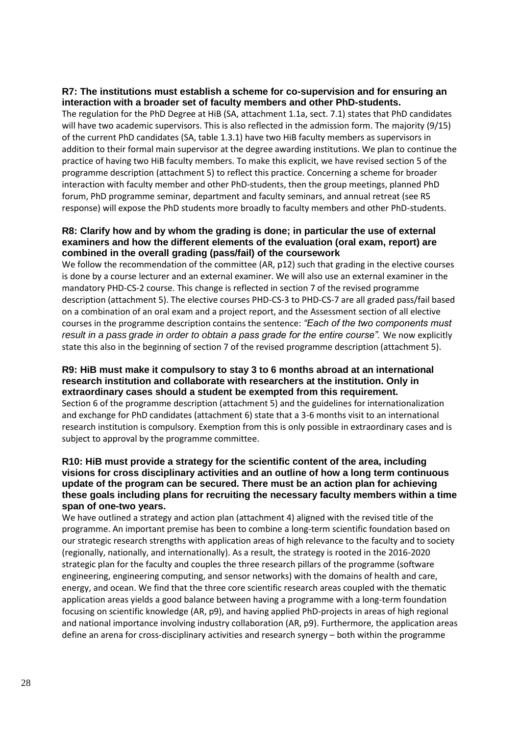**R7: The institutions must establish a scheme for co-supervision and for ensuring an interaction with a broader set of faculty members and other PhD-students.**

The regulation for the PhD Degree at HiB (SA, attachment 1.1a, sect. 7.1) states that PhD candidates will have two academic supervisors. This is also reflected in the admission form. The majority (9/15) of the current PhD candidates (SA, table 1.3.1) have two HiB faculty members as supervisors in addition to their formal main supervisor at the degree awarding institutions. We plan to continue the practice of having two HiB faculty members. To make this explicit, we have revised section 5 of the programme description (attachment 5) to reflect this practice. Concerning a scheme for broader interaction with faculty member and other PhD-students, then the group meetings, planned PhD forum, PhD programme seminar, department and faculty seminars, and annual retreat (see R5 response) will expose the PhD students more broadly to faculty members and other PhD-students.

**R8: Clarify how and by whom the grading is done; in particular the use of external examiners and how the different elements of the evaluation (oral exam, report) are combined in the overall grading (pass/fail) of the coursework**

We follow the recommendation of the committee (AR, p12) such that grading in the elective courses is done by a course lecturer and an external examiner. We will also use an external examiner in the mandatory PHD-CS-2 course. This change is reflected in section 7 of the revised programme description (attachment 5). The elective courses PHD-CS-3 to PHD-CS-7 are all graded pass/fail based on a combination of an oral exam and a project report, and the Assessment section of all elective courses in the programme description contains the sentence: *"Each of the two components must result in a pass grade in order to obtain a pass grade for the entire course".* We now explicitly state this also in the beginning of section 7 of the revised programme description (attachment 5).

**R9: HiB must make it compulsory to stay 3 to 6 months abroad at an international research institution and collaborate with researchers at the institution. Only in extraordinary cases should a student be exempted from this requirement.**

Section 6 of the programme description (attachment 5) and the guidelines for internationalization and exchange for PhD candidates (attachment 6) state that a 3-6 months visit to an international research institution is compulsory. Exemption from this is only possible in extraordinary cases and is subject to approval by the programme committee.

**R10: HiB must provide a strategy for the scientific content of the area, including visions for cross disciplinary activities and an outline of how a long term continuous update of the program can be secured. There must be an action plan for achieving these goals including plans for recruiting the necessary faculty members within a time span of one-two years.**

We have outlined a strategy and action plan (attachment 4) aligned with the revised title of the programme. An important premise has been to combine a long-term scientific foundation based on our strategic research strengths with application areas of high relevance to the faculty and to society (regionally, nationally, and internationally). As a result, the strategy is rooted in the 2016-2020 strategic plan for the faculty and couples the three research pillars of the programme (software engineering, engineering computing, and sensor networks) with the domains of health and care, energy, and ocean. We find that the three core scientific research areas coupled with the thematic application areas yields a good balance between having a programme with a long-term foundation focusing on scientific knowledge (AR, p9), and having applied PhD-projects in areas of high regional and national importance involving industry collaboration (AR, p9). Furthermore, the application areas define an arena for cross-disciplinary activities and research synergy – both within the programme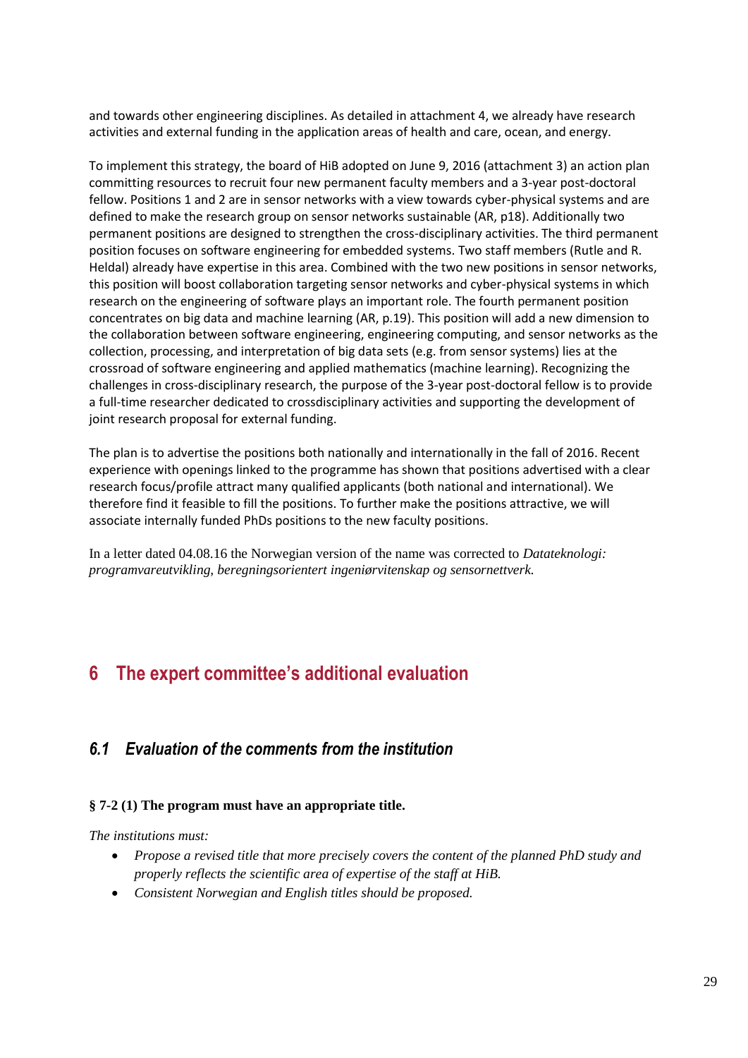and towards other engineering disciplines. As detailed in attachment 4, we already have research activities and external funding in the application areas of health and care, ocean, and energy.

To implement this strategy, the board of HiB adopted on June 9, 2016 (attachment 3) an action plan committing resources to recruit four new permanent faculty members and a 3-year post-doctoral fellow. Positions 1 and 2 are in sensor networks with a view towards cyber-physical systems and are defined to make the research group on sensor networks sustainable (AR, p18). Additionally two permanent positions are designed to strengthen the cross-disciplinary activities. The third permanent position focuses on software engineering for embedded systems. Two staff members (Rutle and R. Heldal) already have expertise in this area. Combined with the two new positions in sensor networks, this position will boost collaboration targeting sensor networks and cyber-physical systems in which research on the engineering of software plays an important role. The fourth permanent position concentrates on big data and machine learning (AR, p.19). This position will add a new dimension to the collaboration between software engineering, engineering computing, and sensor networks as the collection, processing, and interpretation of big data sets (e.g. from sensor systems) lies at the crossroad of software engineering and applied mathematics (machine learning). Recognizing the challenges in cross-disciplinary research, the purpose of the 3-year post-doctoral fellow is to provide a full-time researcher dedicated to crossdisciplinary activities and supporting the development of joint research proposal for external funding.

The plan is to advertise the positions both nationally and internationally in the fall of 2016. Recent experience with openings linked to the programme has shown that positions advertised with a clear research focus/profile attract many qualified applicants (both national and international). We therefore find it feasible to fill the positions. To further make the positions attractive, we will associate internally funded PhDs positions to the new faculty positions.

In a letter dated 04.08.16 the Norwegian version of the name was corrected to *Datateknologi: programvareutvikling, beregningsorientert ingeniørvitenskap og sensornettverk.*

# 6 The expert committee's additional evaluation

## 6.1 Evaluation of the comments from the institution

**§ 7-2 (1) The program must have an appropriate title.**

*The institutions must:*

- *Propose a revised title that more precisely covers the content of the planned PhD study and properly reflects the scientific area of expertise of the staff at HiB.*
- *Consistent Norwegian and English titles should be proposed.*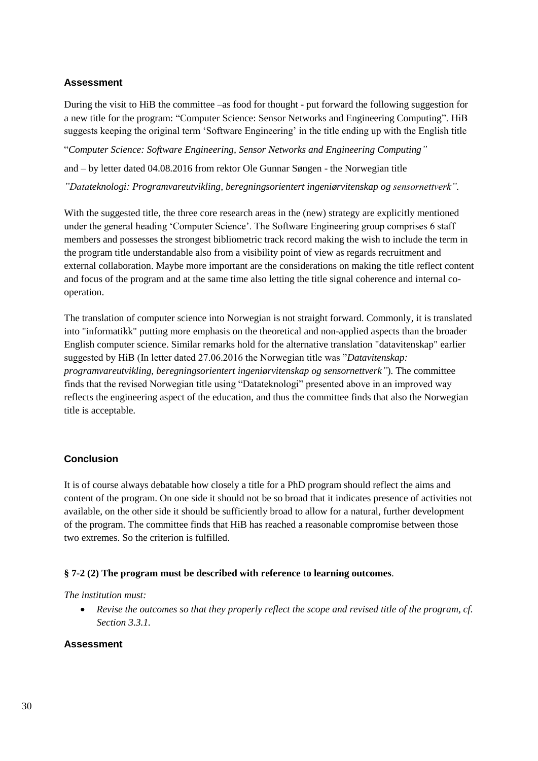### Assessment

During the visit to HiB the committee –as food for thought - put forward the following suggestion for a new title for the program: "Computer Science: Sensor Networks and Engineering Computing". HiB suggests keeping the original term 'Software Engineering' in the title ending up with the English title

"*Computer Science: Software Engineering, Sensor Networks and Engineering Computing"*

and – by letter dated 04.08.2016 from rektor Ole Gunnar Søngen - the Norwegian title

*"Datateknologi: Programvareutvikling, beregningsorientert ingeniørvitenskap og sensornettverk".*

With the suggested title, the three core research areas in the (new) strategy are explicitly mentioned under the general heading 'Computer Science'. The Software Engineering group comprises 6 staff members and possesses the strongest bibliometric track record making the wish to include the term in the program title understandable also from a visibility point of view as regards recruitment and external collaboration. Maybe more important are the considerations on making the title reflect content and focus of the program and at the same time also letting the title signal coherence and internal co-operation.

The translation of computer science into Norwegian is not straight forward. Commonly, it is translated into "informatikk" putting more emphasis on the theoretical and non-applied aspects than the broader English computer science. Similar remarks hold for the alternative translation "datavitenskap" earlier suggested by HiB (In letter dated 27.06.2016 the Norwegian title was "*Datavitenskap: programvareutvikling, beregningsorientert ingeniørvitenskap og sensornettverk"*). The committee finds that the revised Norwegian title using "Datateknologi" presented above in an improved way reflects the engineering aspect of the education, and thus the committee finds that also the Norwegian title is acceptable.

### Conclusion

It is of course always debatable how closely a title for a PhD program should reflect the aims and content of the program. On one side it should not be so broad that it indicates presence of activities not available, on the other side it should be sufficiently broad to allow for a natural, further development of the program. The committee finds that HiB has reached a reasonable compromise between those two extremes. So the criterion is fulfilled.

**§ 7-2 (2) The program must be described with reference to learning outcomes**.

*The institution must:*

- *Revise the outcomes so that they properly reflect the scope and revised title of the program, cf. Section 3.3.1.*

### Assessment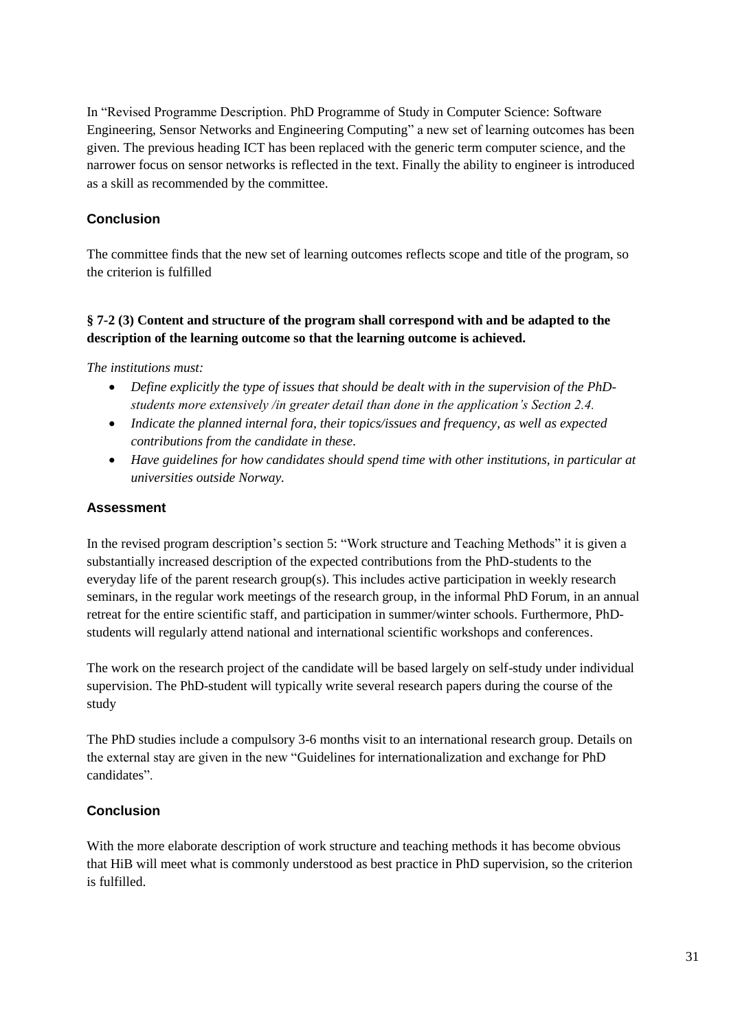In "Revised Programme Description. PhD Programme of Study in Computer Science: Software Engineering, Sensor Networks and Engineering Computing" a new set of learning outcomes has been given. The previous heading ICT has been replaced with the generic term computer science, and the narrower focus on sensor networks is reflected in the text. Finally the ability to engineer is introduced as a skill as recommended by the committee.

### Conclusion

The committee finds that the new set of learning outcomes reflects scope and title of the program, so the criterion is fulfilled

**§ 7-2 (3) Content and structure of the program shall correspond with and be adapted to the description of the learning outcome so that the learning outcome is achieved.**

*The institutions must:*

- *Define explicitly the type of issues that should be dealt with in the supervision of the PhD-students more extensively /in greater detail than done in the application's Section 2.4.*
- *Indicate the planned internal fora, their topics/issues and frequency, as well as expected contributions from the candidate in these.*
- *Have guidelines for how candidates should spend time with other institutions, in particular at universities outside Norway.*

### Assessment

In the revised program description's section 5: "Work structure and Teaching Methods" it is given a substantially increased description of the expected contributions from the PhD-students to the everyday life of the parent research group(s). This includes active participation in weekly research seminars, in the regular work meetings of the research group, in the informal PhD Forum, in an annual retreat for the entire scientific staff, and participation in summer/winter schools. Furthermore, PhD-students will regularly attend national and international scientific workshops and conferences.

The work on the research project of the candidate will be based largely on self-study under individual supervision. The PhD-student will typically write several research papers during the course of the study

The PhD studies include a compulsory 3-6 months visit to an international research group. Details on the external stay are given in the new "Guidelines for internationalization and exchange for PhD candidates".

### Conclusion

With the more elaborate description of work structure and teaching methods it has become obvious that HiB will meet what is commonly understood as best practice in PhD supervision, so the criterion is fulfilled.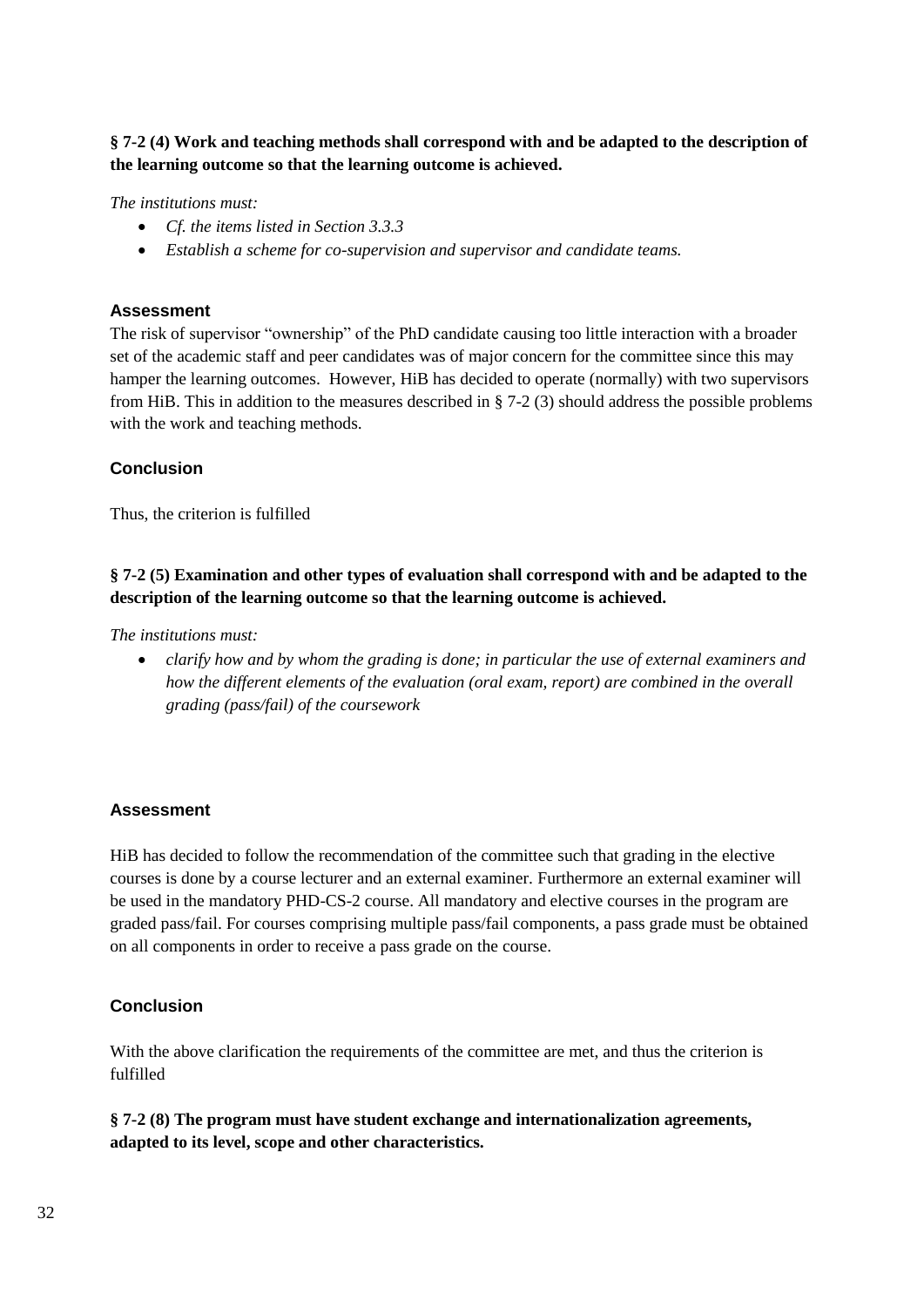**§ 7-2 (4) Work and teaching methods shall correspond with and be adapted to the description of the learning outcome so that the learning outcome is achieved.**

*The institutions must:*

- *Cf. the items listed in Section 3.3.3*
- *Establish a scheme for co-supervision and supervisor and candidate teams.*

### Assessment

The risk of supervisor "ownership" of the PhD candidate causing too little interaction with a broader set of the academic staff and peer candidates was of major concern for the committee since this may hamper the learning outcomes. However, HiB has decided to operate (normally) with two supervisors from HiB. This in addition to the measures described in § 7-2 (3) should address the possible problems with the work and teaching methods.

### Conclusion

Thus, the criterion is fulfilled

**§ 7-2 (5) Examination and other types of evaluation shall correspond with and be adapted to the description of the learning outcome so that the learning outcome is achieved.**

*The institutions must:*

- *clarify how and by whom the grading is done; in particular the use of external examiners and how the different elements of the evaluation (oral exam, report) are combined in the overall grading (pass/fail) of the coursework*

### Assessment

HiB has decided to follow the recommendation of the committee such that grading in the elective courses is done by a course lecturer and an external examiner. Furthermore an external examiner will be used in the mandatory PHD-CS-2 course. All mandatory and elective courses in the program are graded pass/fail. For courses comprising multiple pass/fail components, a pass grade must be obtained on all components in order to receive a pass grade on the course.

### Conclusion

With the above clarification the requirements of the committee are met, and thus the criterion is fulfilled

**§ 7-2 (8) The program must have student exchange and internationalization agreements, adapted to its level, scope and other characteristics.**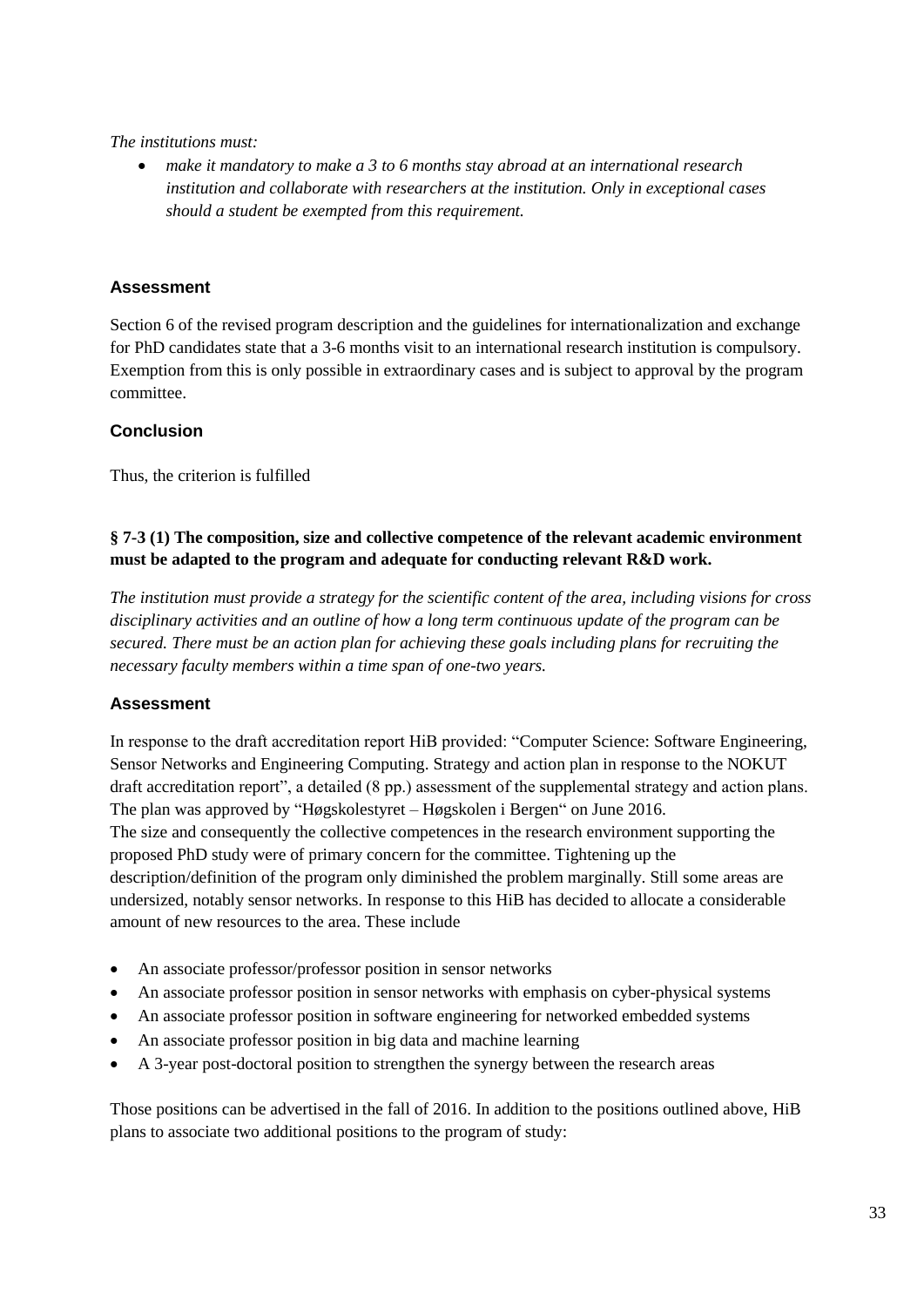*The institutions must:*

- *make it mandatory to make a 3 to 6 months stay abroad at an international research institution and collaborate with researchers at the institution. Only in exceptional cases should a student be exempted from this requirement.*

### Assessment

Section 6 of the revised program description and the guidelines for internationalization and exchange for PhD candidates state that a 3-6 months visit to an international research institution is compulsory. Exemption from this is only possible in extraordinary cases and is subject to approval by the program committee.

### Conclusion

Thus, the criterion is fulfilled

**§ 7-3 (1) The composition, size and collective competence of the relevant academic environment must be adapted to the program and adequate for conducting relevant R&D work.**

*The institution must provide a strategy for the scientific content of the area, including visions for cross disciplinary activities and an outline of how a long term continuous update of the program can be secured. There must be an action plan for achieving these goals including plans for recruiting the necessary faculty members within a time span of one-two years.*

### Assessment

In response to the draft accreditation report HiB provided: "Computer Science: Software Engineering, Sensor Networks and Engineering Computing. Strategy and action plan in response to the NOKUT draft accreditation report", a detailed (8 pp.) assessment of the supplemental strategy and action plans. The plan was approved by "Høgskolestyret – Høgskolen i Bergen" on June 2016.
The size and consequently the collective competences in the research environment supporting the proposed PhD study were of primary concern for the committee. Tightening up the description/definition of the program only diminished the problem marginally. Still some areas are undersized, notably sensor networks. In response to this HiB has decided to allocate a considerable amount of new resources to the area. These include

- An associate professor/professor position in sensor networks
- An associate professor position in sensor networks with emphasis on cyber-physical systems
- An associate professor position in software engineering for networked embedded systems
- An associate professor position in big data and machine learning
- A 3-year post-doctoral position to strengthen the synergy between the research areas

Those positions can be advertised in the fall of 2016. In addition to the positions outlined above, HiB plans to associate two additional positions to the program of study: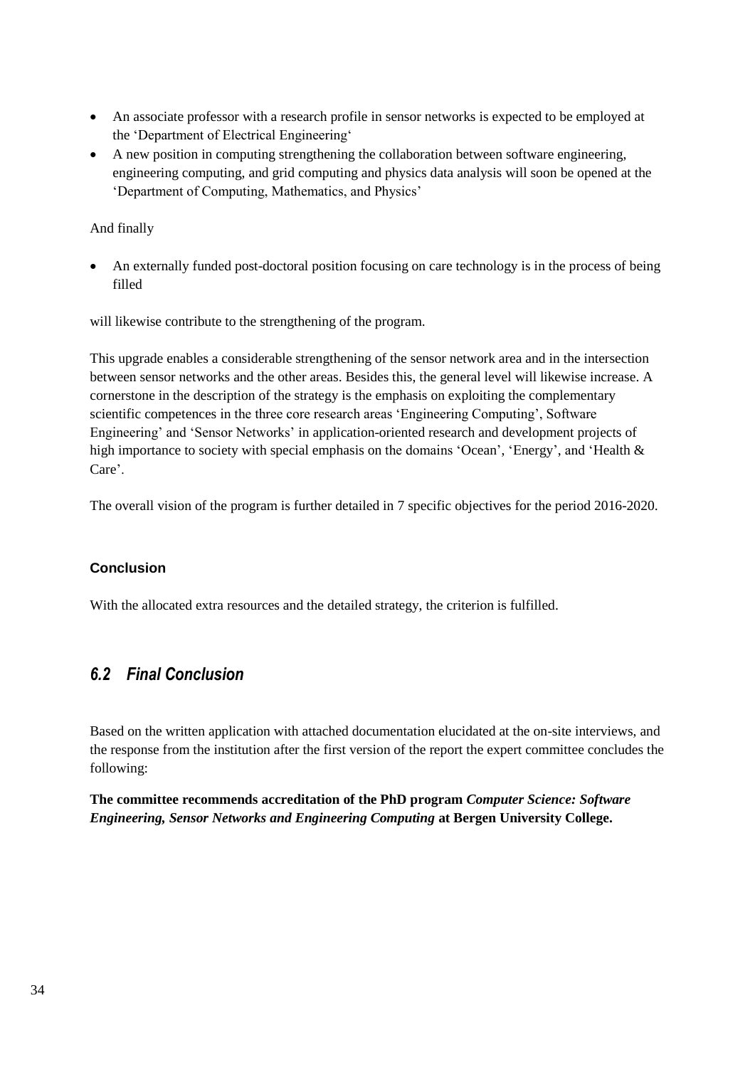- An associate professor with a research profile in sensor networks is expected to be employed at the 'Department of Electrical Engineering'
- A new position in computing strengthening the collaboration between software engineering, engineering computing, and grid computing and physics data analysis will soon be opened at the 'Department of Computing, Mathematics, and Physics'

And finally

- An externally funded post-doctoral position focusing on care technology is in the process of being filled

will likewise contribute to the strengthening of the program.

This upgrade enables a considerable strengthening of the sensor network area and in the intersection between sensor networks and the other areas. Besides this, the general level will likewise increase. A cornerstone in the description of the strategy is the emphasis on exploiting the complementary scientific competences in the three core research areas 'Engineering Computing', Software Engineering' and 'Sensor Networks' in application-oriented research and development projects of high importance to society with special emphasis on the domains 'Ocean', 'Energy', and 'Health & Care'.

The overall vision of the program is further detailed in 7 specific objectives for the period 2016-2020.

#### Conclusion

With the allocated extra resources and the detailed strategy, the criterion is fulfilled.

## *6.2 Final Conclusion*

Based on the written application with attached documentation elucidated at the on-site interviews, and the response from the institution after the first version of the report the expert committee concludes the following:

**The committee recommends accreditation of the PhD program *Computer Science: Software Engineering, Sensor Networks and Engineering Computing* at Bergen University College.**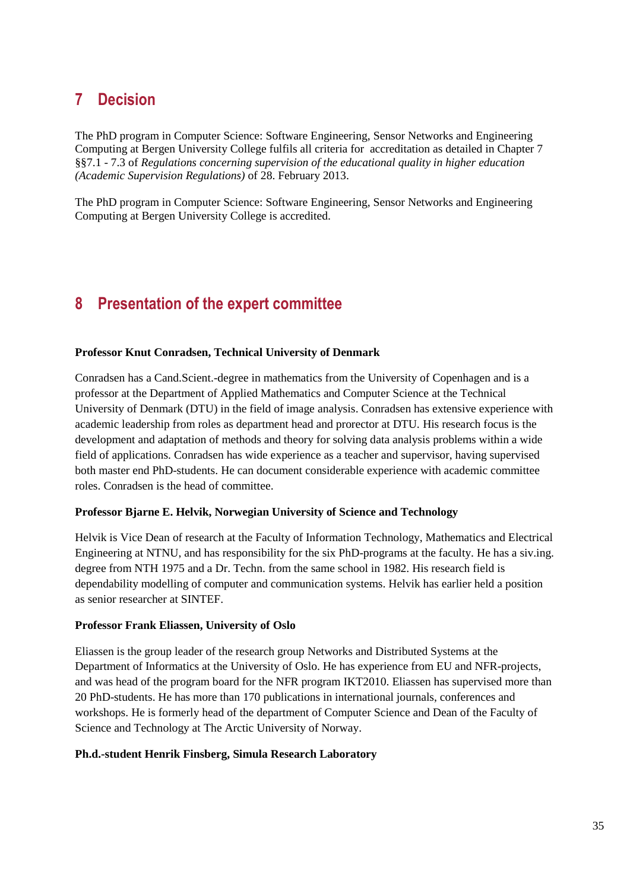# 7 Decision

The PhD program in Computer Science: Software Engineering, Sensor Networks and Engineering Computing at Bergen University College fulfils all criteria for accreditation as detailed in Chapter 7 §§7.1 - 7.3 of *Regulations concerning supervision of the educational quality in higher education (Academic Supervision Regulations)* of 28. February 2013.

The PhD program in Computer Science: Software Engineering, Sensor Networks and Engineering Computing at Bergen University College is accredited.

# 8 Presentation of the expert committee

**Professor Knut Conradsen, Technical University of Denmark**

Conradsen has a Cand.Scient.-degree in mathematics from the University of Copenhagen and is a professor at the Department of Applied Mathematics and Computer Science at the Technical University of Denmark (DTU) in the field of image analysis. Conradsen has extensive experience with academic leadership from roles as department head and prorector at DTU. His research focus is the development and adaptation of methods and theory for solving data analysis problems within a wide field of applications. Conradsen has wide experience as a teacher and supervisor, having supervised both master end PhD-students. He can document considerable experience with academic committee roles. Conradsen is the head of committee.

**Professor Bjarne E. Helvik, Norwegian University of Science and Technology**

Helvik is Vice Dean of research at the Faculty of Information Technology, Mathematics and Electrical Engineering at NTNU, and has responsibility for the six PhD-programs at the faculty. He has a siv.ing. degree from NTH 1975 and a Dr. Techn. from the same school in 1982. His research field is dependability modelling of computer and communication systems. Helvik has earlier held a position as senior researcher at SINTEF.

**Professor Frank Eliassen, University of Oslo**

Eliassen is the group leader of the research group Networks and Distributed Systems at the Department of Informatics at the University of Oslo. He has experience from EU and NFR-projects, and was head of the program board for the NFR program IKT2010. Eliassen has supervised more than 20 PhD-students. He has more than 170 publications in international journals, conferences and workshops. He is formerly head of the department of Computer Science and Dean of the Faculty of Science and Technology at The Arctic University of Norway.

**Ph.d.-student Henrik Finsberg, Simula Research Laboratory**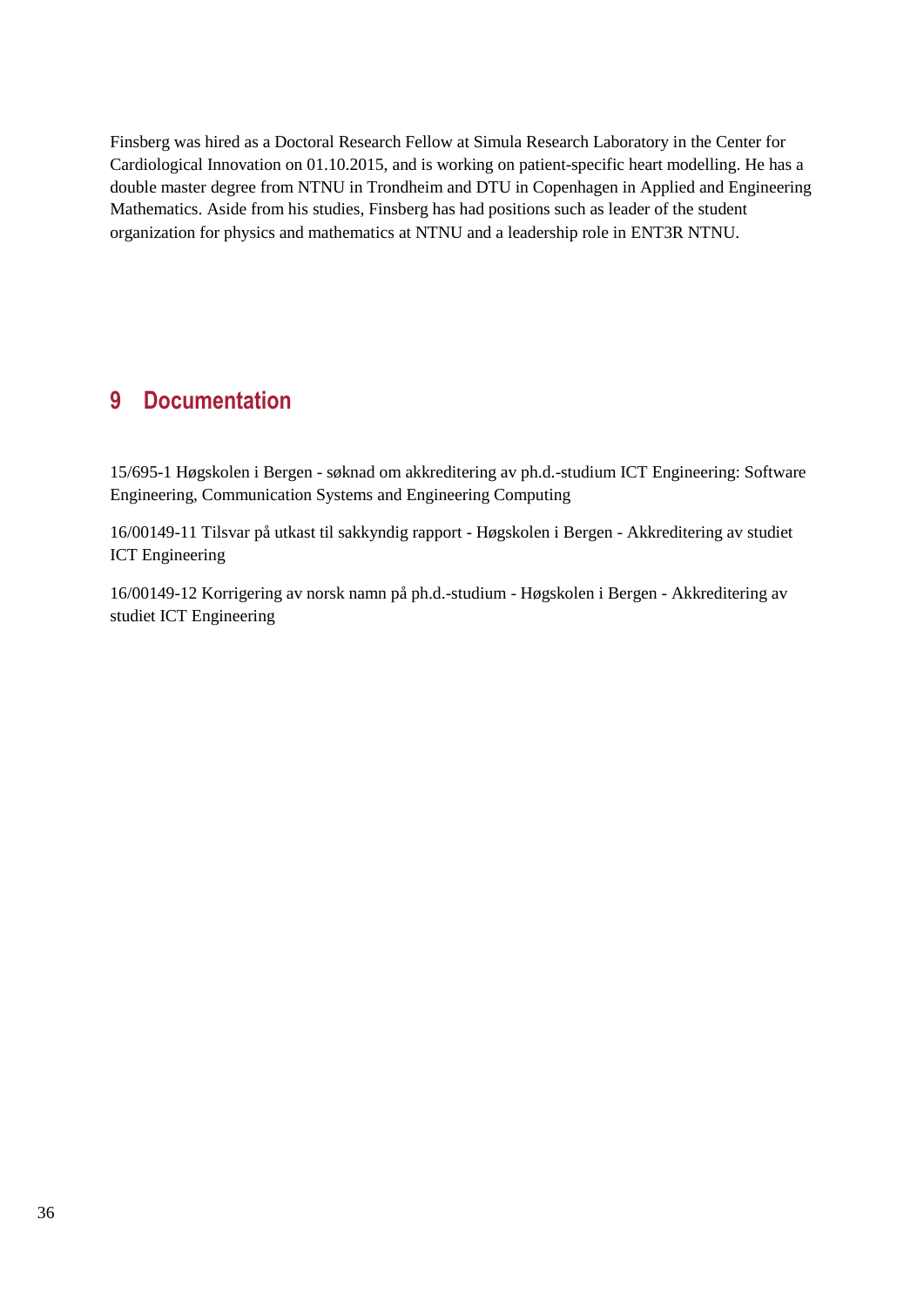Finsberg was hired as a Doctoral Research Fellow at Simula Research Laboratory in the Center for Cardiological Innovation on 01.10.2015, and is working on patient-specific heart modelling. He has a double master degree from NTNU in Trondheim and DTU in Copenhagen in Applied and Engineering Mathematics. Aside from his studies, Finsberg has had positions such as leader of the student organization for physics and mathematics at NTNU and a leadership role in ENT3R NTNU.

# 9 Documentation

15/695-1 Høgskolen i Bergen - søknad om akkreditering av ph.d.-studium ICT Engineering: Software Engineering, Communication Systems and Engineering Computing

16/00149-11 Tilsvar på utkast til sakkyndig rapport - Høgskolen i Bergen - Akkreditering av studiet ICT Engineering

16/00149-12 Korrigering av norsk namn på ph.d.-studium - Høgskolen i Bergen - Akkreditering av studiet ICT Engineering